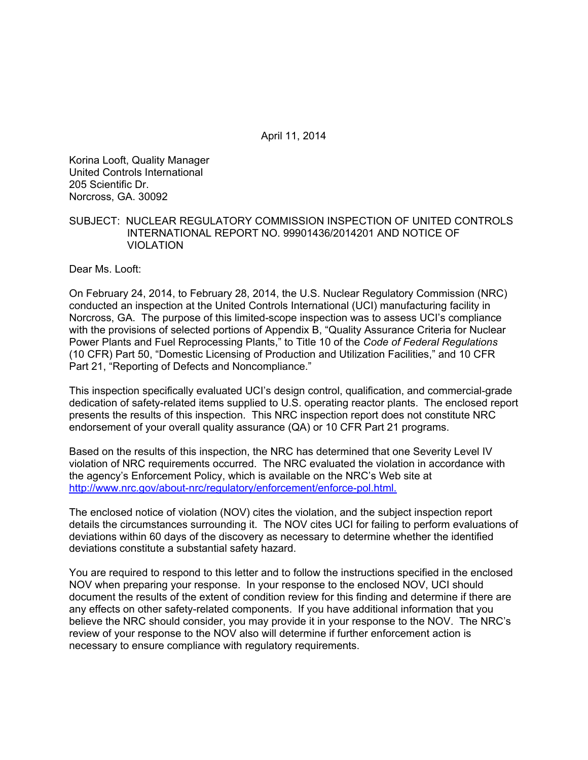April 11, 2014

Korina Looft, Quality Manager
United Controls International
205 Scientific Dr.
Norcross, GA. 30092

SUBJECT: NUCLEAR REGULATORY COMMISSION INSPECTION OF UNITED CONTROLS INTERNATIONAL REPORT NO. 99901436/2014201 AND NOTICE OF VIOLATION

Dear Ms. Looft:

On February 24, 2014, to February 28, 2014, the U.S. Nuclear Regulatory Commission (NRC) conducted an inspection at the United Controls International (UCI) manufacturing facility in Norcross, GA. The purpose of this limited-scope inspection was to assess UCI's compliance with the provisions of selected portions of Appendix B, "Quality Assurance Criteria for Nuclear Power Plants and Fuel Reprocessing Plants," to Title 10 of the *Code of Federal Regulations* (10 CFR) Part 50, "Domestic Licensing of Production and Utilization Facilities," and 10 CFR Part 21, "Reporting of Defects and Noncompliance."

This inspection specifically evaluated UCI's design control, qualification, and commercial-grade dedication of safety-related items supplied to U.S. operating reactor plants. The enclosed report presents the results of this inspection. This NRC inspection report does not constitute NRC endorsement of your overall quality assurance (QA) or 10 CFR Part 21 programs.

Based on the results of this inspection, the NRC has determined that one Severity Level IV violation of NRC requirements occurred. The NRC evaluated the violation in accordance with the agency's Enforcement Policy, which is available on the NRC's Web site at http://www.nrc.gov/about-nrc/regulatory/enforcement/enforce-pol.html.

The enclosed notice of violation (NOV) cites the violation, and the subject inspection report details the circumstances surrounding it. The NOV cites UCI for failing to perform evaluations of deviations within 60 days of the discovery as necessary to determine whether the identified deviations constitute a substantial safety hazard.

You are required to respond to this letter and to follow the instructions specified in the enclosed NOV when preparing your response. In your response to the enclosed NOV, UCI should document the results of the extent of condition review for this finding and determine if there are any effects on other safety-related components. If you have additional information that you believe the NRC should consider, you may provide it in your response to the NOV. The NRC's review of your response to the NOV also will determine if further enforcement action is necessary to ensure compliance with regulatory requirements.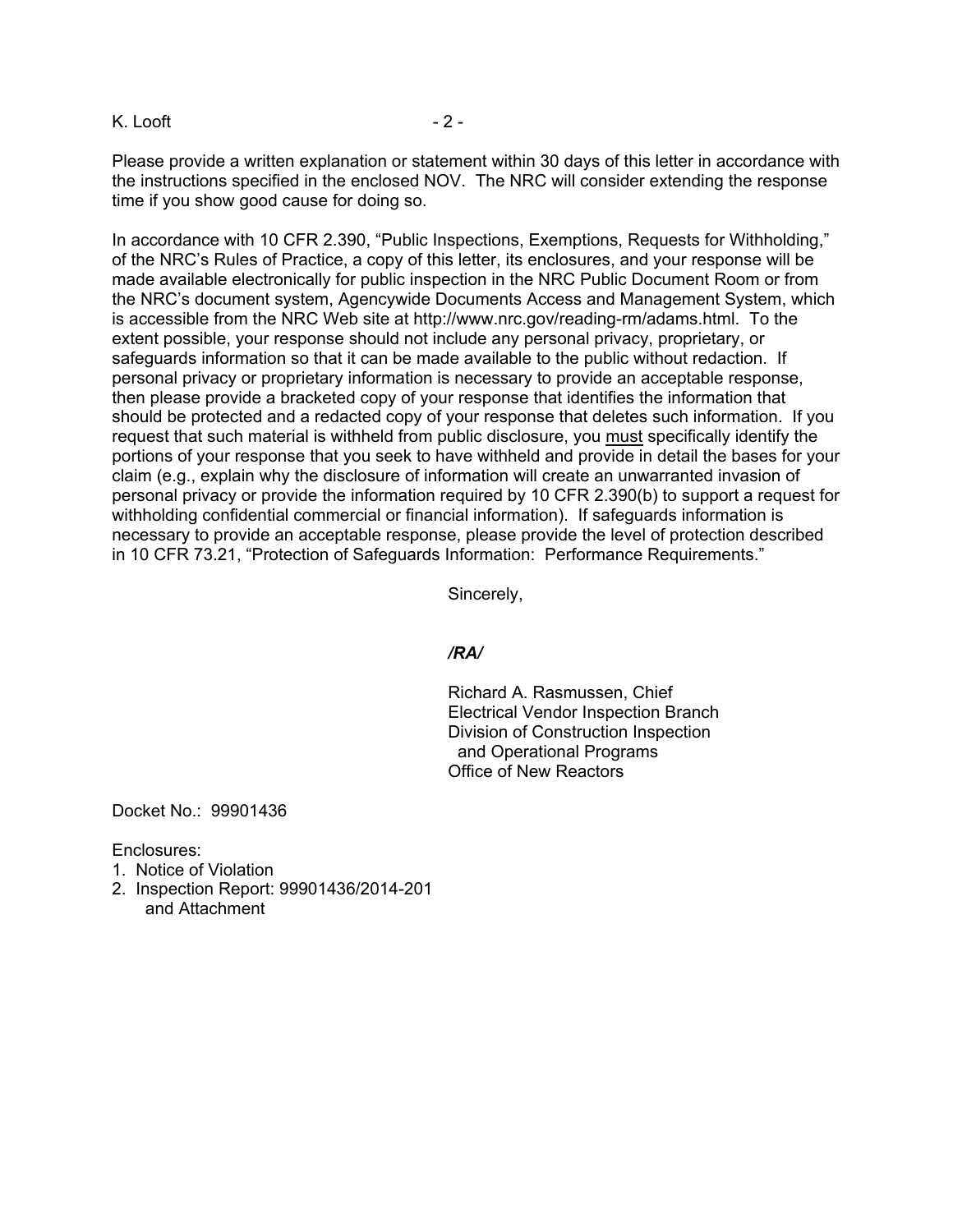Please provide a written explanation or statement within 30 days of this letter in accordance with the instructions specified in the enclosed NOV. The NRC will consider extending the response time if you show good cause for doing so.

In accordance with 10 CFR 2.390, "Public Inspections, Exemptions, Requests for Withholding," of the NRC's Rules of Practice, a copy of this letter, its enclosures, and your response will be made available electronically for public inspection in the NRC Public Document Room or from the NRC's document system, Agencywide Documents Access and Management System, which is accessible from the NRC Web site at http://www.nrc.gov/reading-rm/adams.html. To the extent possible, your response should not include any personal privacy, proprietary, or safeguards information so that it can be made available to the public without redaction. If personal privacy or proprietary information is necessary to provide an acceptable response, then please provide a bracketed copy of your response that identifies the information that should be protected and a redacted copy of your response that deletes such information. If you request that such material is withheld from public disclosure, you must specifically identify the portions of your response that you seek to have withheld and provide in detail the bases for your claim (e.g., explain why the disclosure of information will create an unwarranted invasion of personal privacy or provide the information required by 10 CFR 2.390(b) to support a request for withholding confidential commercial or financial information). If safeguards information is necessary to provide an acceptable response, please provide the level of protection described in 10 CFR 73.21, "Protection of Safeguards Information: Performance Requirements."

Sincerely,

*/RA/*

Richard A. Rasmussen, Chief
Electrical Vendor Inspection Branch
Division of Construction Inspection
and Operational Programs
Office of New Reactors

Docket No.: 99901436

Enclosures:
1. Notice of Violation
2. Inspection Report: 99901436/2014-201
   and Attachment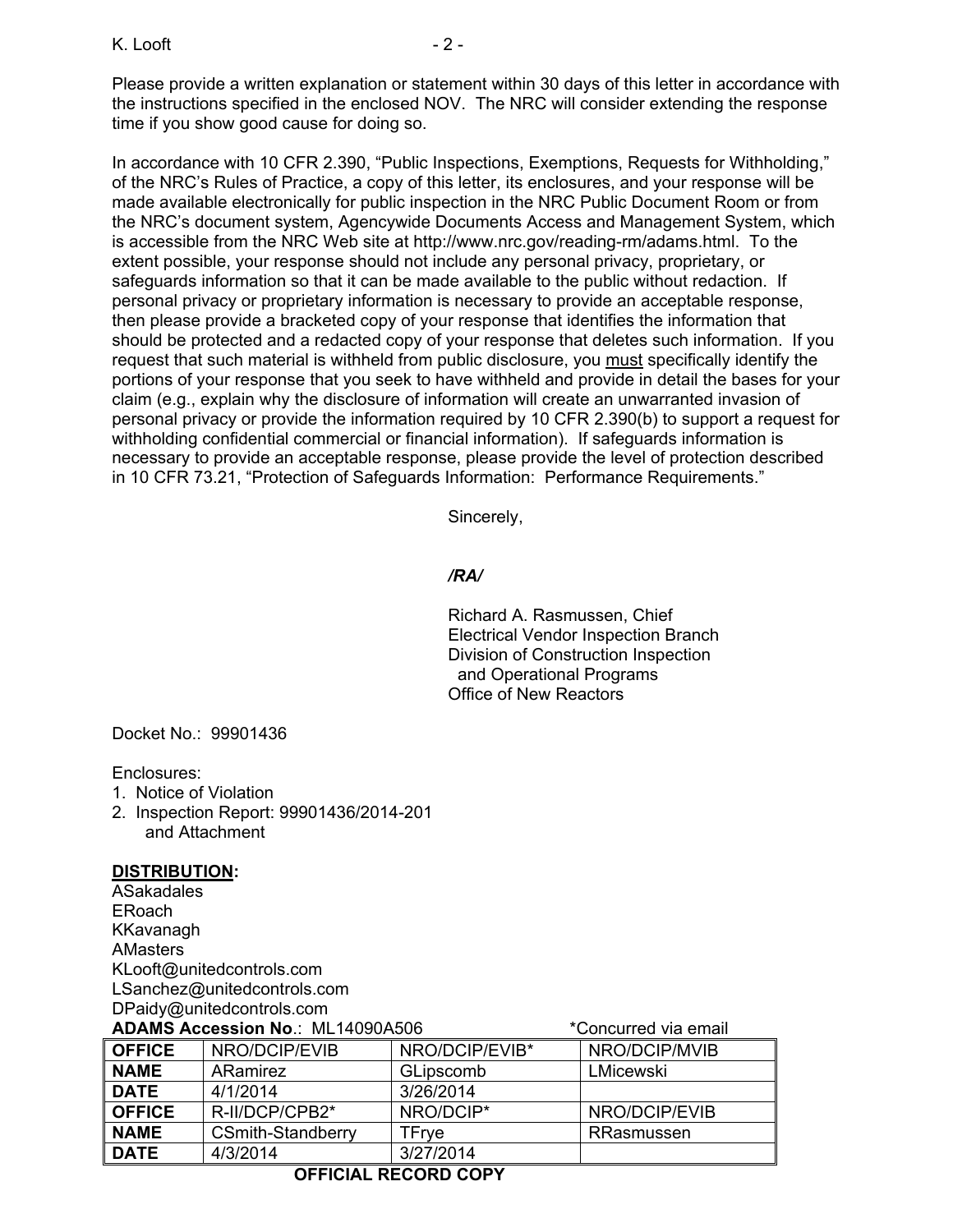Please provide a written explanation or statement within 30 days of this letter in accordance with the instructions specified in the enclosed NOV. The NRC will consider extending the response time if you show good cause for doing so.

In accordance with 10 CFR 2.390, "Public Inspections, Exemptions, Requests for Withholding," of the NRC's Rules of Practice, a copy of this letter, its enclosures, and your response will be made available electronically for public inspection in the NRC Public Document Room or from the NRC's document system, Agencywide Documents Access and Management System, which is accessible from the NRC Web site at http://www.nrc.gov/reading-rm/adams.html. To the extent possible, your response should not include any personal privacy, proprietary, or safeguards information so that it can be made available to the public without redaction. If personal privacy or proprietary information is necessary to provide an acceptable response, then please provide a bracketed copy of your response that identifies the information that should be protected and a redacted copy of your response that deletes such information. If you request that such material is withheld from public disclosure, you must specifically identify the portions of your response that you seek to have withheld and provide in detail the bases for your claim (e.g., explain why the disclosure of information will create an unwarranted invasion of personal privacy or provide the information required by 10 CFR 2.390(b) to support a request for withholding confidential commercial or financial information). If safeguards information is necessary to provide an acceptable response, please provide the level of protection described in 10 CFR 73.21, "Protection of Safeguards Information: Performance Requirements."

Sincerely,

*/RA/*

Richard A. Rasmussen, Chief
Electrical Vendor Inspection Branch
Division of Construction Inspection
and Operational Programs
Office of New Reactors

Docket No.: 99901436

Enclosures:
1. Notice of Violation
2. Inspection Report: 99901436/2014-201
   and Attachment

**DISTRIBUTION:**
ASakadales
ERoach
KKavanagh
AMasters
KLooft@unitedcontrols.com
LSanchez@unitedcontrols.com
DPaidy@unitedcontrols.com

**ADAMS Accession No**.: ML14090A506 *Concurred via email

| **OFFICE** | NRO/DCIP/EVIB | NRO/DCIP/EVIB* | NRO/DCIP/MVIB |
|---|---|---|---|
| **NAME** | ARamirez | GLipscomb | LMicewski |
| **DATE** | 4/1/2014 | 3/26/2014 | |
| **OFFICE** | R-II/DCP/CPB2* | NRO/DCIP* | NRO/DCIP/EVIB |
| **NAME** | CSmith-Standberry | TFrye | RRasmussen |
| **DATE** | 4/3/2014 | 3/27/2014 | |

**OFFICIAL RECORD COPY**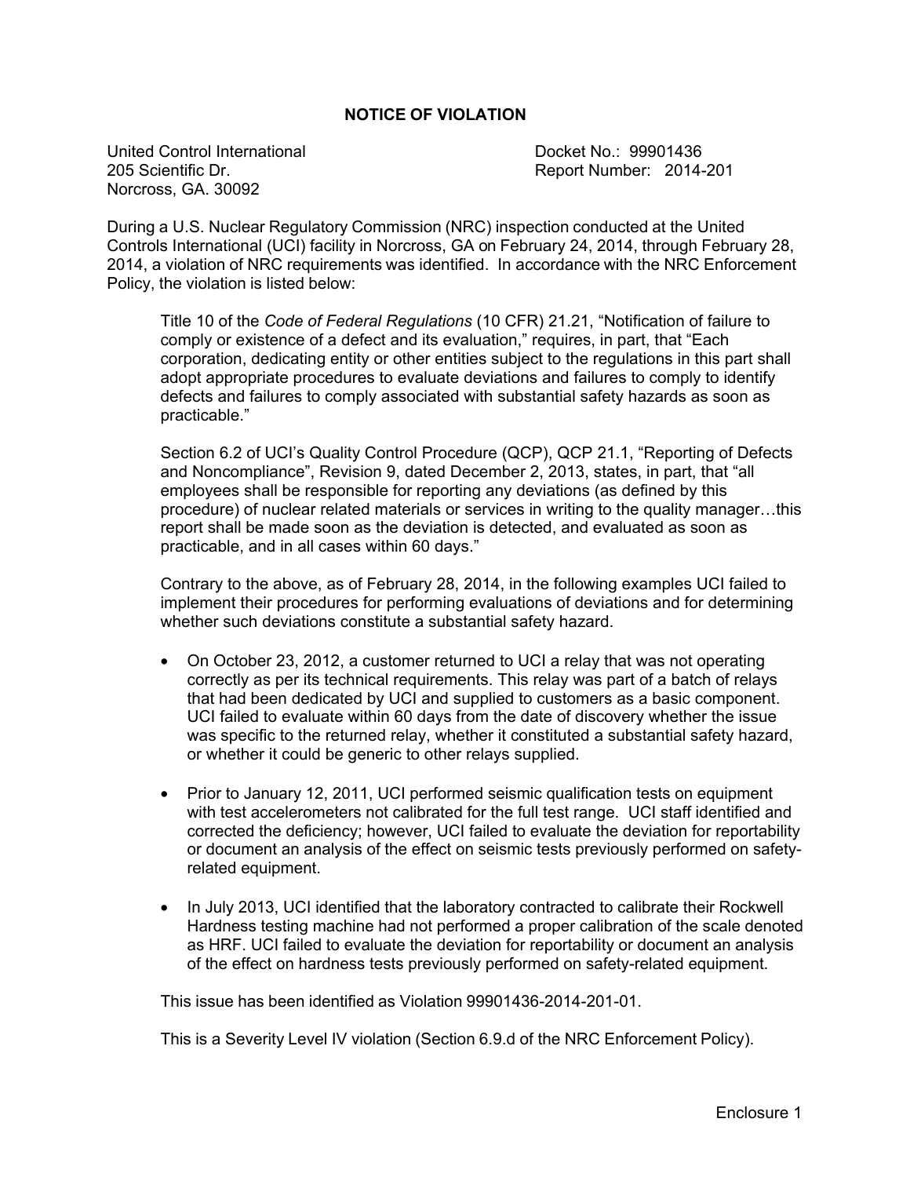## NOTICE OF VIOLATION

United Control International
205 Scientific Dr.
Norcross, GA. 30092

Docket No.: 99901436
Report Number: 2014-201

During a U.S. Nuclear Regulatory Commission (NRC) inspection conducted at the United Controls International (UCI) facility in Norcross, GA on February 24, 2014, through February 28, 2014, a violation of NRC requirements was identified. In accordance with the NRC Enforcement Policy, the violation is listed below:

> Title 10 of the *Code of Federal Regulations* (10 CFR) 21.21, "Notification of failure to comply or existence of a defect and its evaluation," requires, in part, that "Each corporation, dedicating entity or other entities subject to the regulations in this part shall adopt appropriate procedures to evaluate deviations and failures to comply to identify defects and failures to comply associated with substantial safety hazards as soon as practicable."
>
> Section 6.2 of UCI's Quality Control Procedure (QCP), QCP 21.1, "Reporting of Defects and Noncompliance", Revision 9, dated December 2, 2013, states, in part, that "all employees shall be responsible for reporting any deviations (as defined by this procedure) of nuclear related materials or services in writing to the quality manager…this report shall be made soon as the deviation is detected, and evaluated as soon as practicable, and in all cases within 60 days."
>
> Contrary to the above, as of February 28, 2014, in the following examples UCI failed to implement their procedures for performing evaluations of deviations and for determining whether such deviations constitute a substantial safety hazard.
>
> - On October 23, 2012, a customer returned to UCI a relay that was not operating correctly as per its technical requirements. This relay was part of a batch of relays that had been dedicated by UCI and supplied to customers as a basic component. UCI failed to evaluate within 60 days from the date of discovery whether the issue was specific to the returned relay, whether it constituted a substantial safety hazard, or whether it could be generic to other relays supplied.
> - Prior to January 12, 2011, UCI performed seismic qualification tests on equipment with test accelerometers not calibrated for the full test range. UCI staff identified and corrected the deficiency; however, UCI failed to evaluate the deviation for reportability or document an analysis of the effect on seismic tests previously performed on safety-related equipment.
> - In July 2013, UCI identified that the laboratory contracted to calibrate their Rockwell Hardness testing machine had not performed a proper calibration of the scale denoted as HRF. UCI failed to evaluate the deviation for reportability or document an analysis of the effect on hardness tests previously performed on safety-related equipment.
>
> This issue has been identified as Violation 99901436-2014-201-01.
>
> This is a Severity Level IV violation (Section 6.9.d of the NRC Enforcement Policy).

Enclosure 1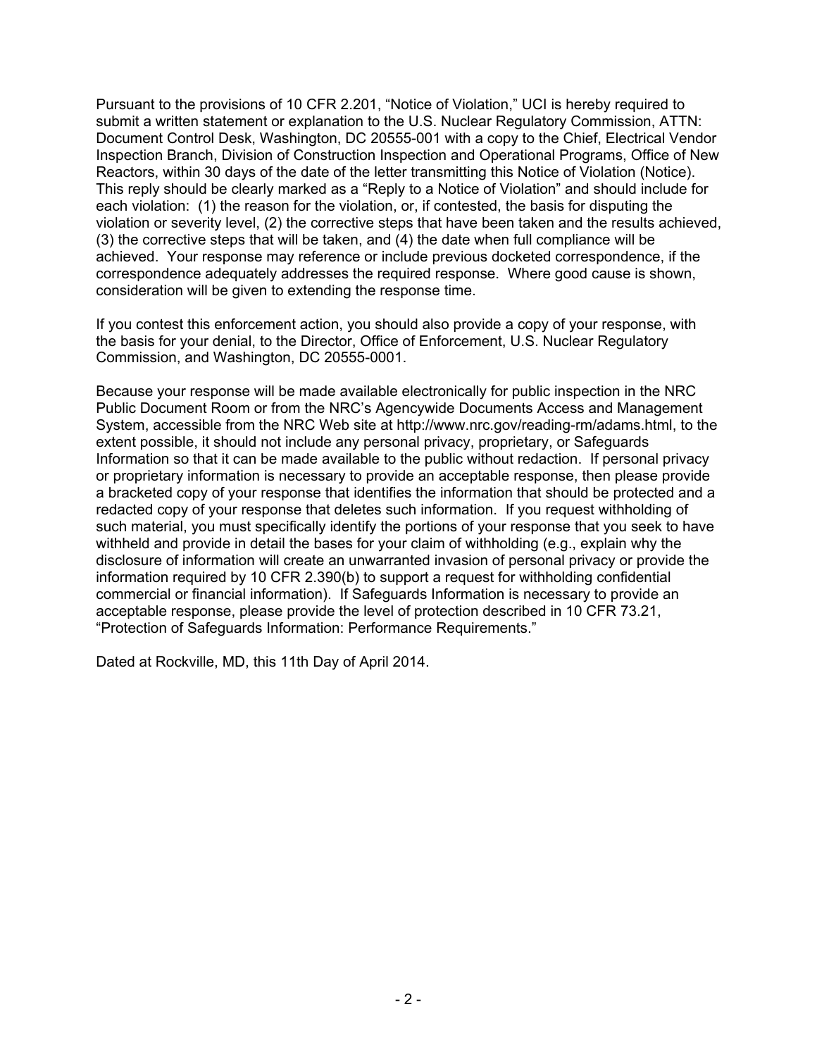Pursuant to the provisions of 10 CFR 2.201, "Notice of Violation," UCI is hereby required to submit a written statement or explanation to the U.S. Nuclear Regulatory Commission, ATTN: Document Control Desk, Washington, DC 20555-001 with a copy to the Chief, Electrical Vendor Inspection Branch, Division of Construction Inspection and Operational Programs, Office of New Reactors, within 30 days of the date of the letter transmitting this Notice of Violation (Notice). This reply should be clearly marked as a "Reply to a Notice of Violation" and should include for each violation: (1) the reason for the violation, or, if contested, the basis for disputing the violation or severity level, (2) the corrective steps that have been taken and the results achieved, (3) the corrective steps that will be taken, and (4) the date when full compliance will be achieved. Your response may reference or include previous docketed correspondence, if the correspondence adequately addresses the required response. Where good cause is shown, consideration will be given to extending the response time.

If you contest this enforcement action, you should also provide a copy of your response, with the basis for your denial, to the Director, Office of Enforcement, U.S. Nuclear Regulatory Commission, and Washington, DC 20555-0001.

Because your response will be made available electronically for public inspection in the NRC Public Document Room or from the NRC's Agencywide Documents Access and Management System, accessible from the NRC Web site at http://www.nrc.gov/reading-rm/adams.html, to the extent possible, it should not include any personal privacy, proprietary, or Safeguards Information so that it can be made available to the public without redaction. If personal privacy or proprietary information is necessary to provide an acceptable response, then please provide a bracketed copy of your response that identifies the information that should be protected and a redacted copy of your response that deletes such information. If you request withholding of such material, you must specifically identify the portions of your response that you seek to have withheld and provide in detail the bases for your claim of withholding (e.g., explain why the disclosure of information will create an unwarranted invasion of personal privacy or provide the information required by 10 CFR 2.390(b) to support a request for withholding confidential commercial or financial information). If Safeguards Information is necessary to provide an acceptable response, please provide the level of protection described in 10 CFR 73.21, "Protection of Safeguards Information: Performance Requirements."

Dated at Rockville, MD, this 11th Day of April 2014.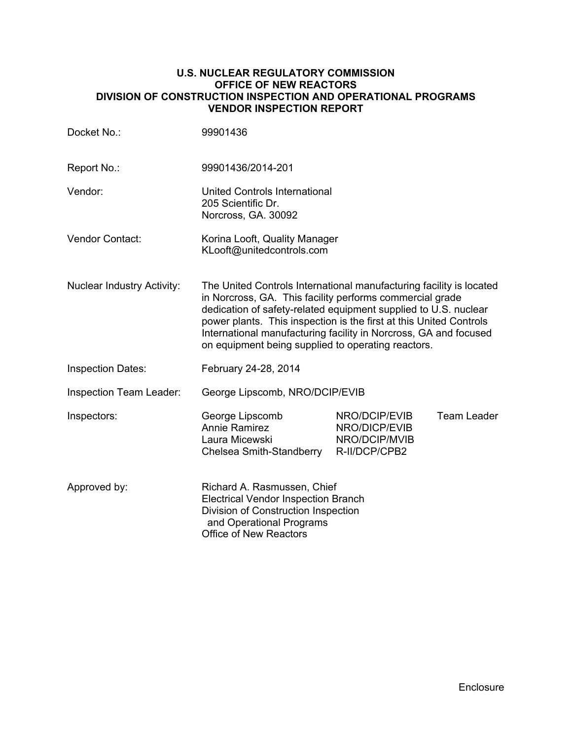**U.S. NUCLEAR REGULATORY COMMISSION**
**OFFICE OF NEW REACTORS**
**DIVISION OF CONSTRUCTION INSPECTION AND OPERATIONAL PROGRAMS**
**VENDOR INSPECTION REPORT**

| | |
|---|---|
| Docket No.: | 99901436 |
| Report No.: | 99901436/2014-201 |
| Vendor: | United Controls International<br>205 Scientific Dr.<br>Norcross, GA. 30092 |
| Vendor Contact: | Korina Looft, Quality Manager<br>KLooft@unitedcontrols.com |
| Nuclear Industry Activity: | The United Controls International manufacturing facility is located in Norcross, GA. This facility performs commercial grade dedication of safety-related equipment supplied to U.S. nuclear power plants. This inspection is the first at this United Controls International manufacturing facility in Norcross, GA and focused on equipment being supplied to operating reactors. |
| Inspection Dates: | February 24-28, 2014 |
| Inspection Team Leader: | George Lipscomb, NRO/DCIP/EVIB |

| Inspectors: | | | |
|---|---|---|---|
| | George Lipscomb | NRO/DCIP/EVIB | Team Leader |
| | Annie Ramirez | NRO/DICP/EVIB | |
| | Laura Micewski | NRO/DCIP/MVIB | |
| | Chelsea Smith-Standberry | R-II/DCP/CPB2 | |

Approved by: Richard A. Rasmussen, Chief
Electrical Vendor Inspection Branch
Division of Construction Inspection
and Operational Programs
Office of New Reactors

Enclosure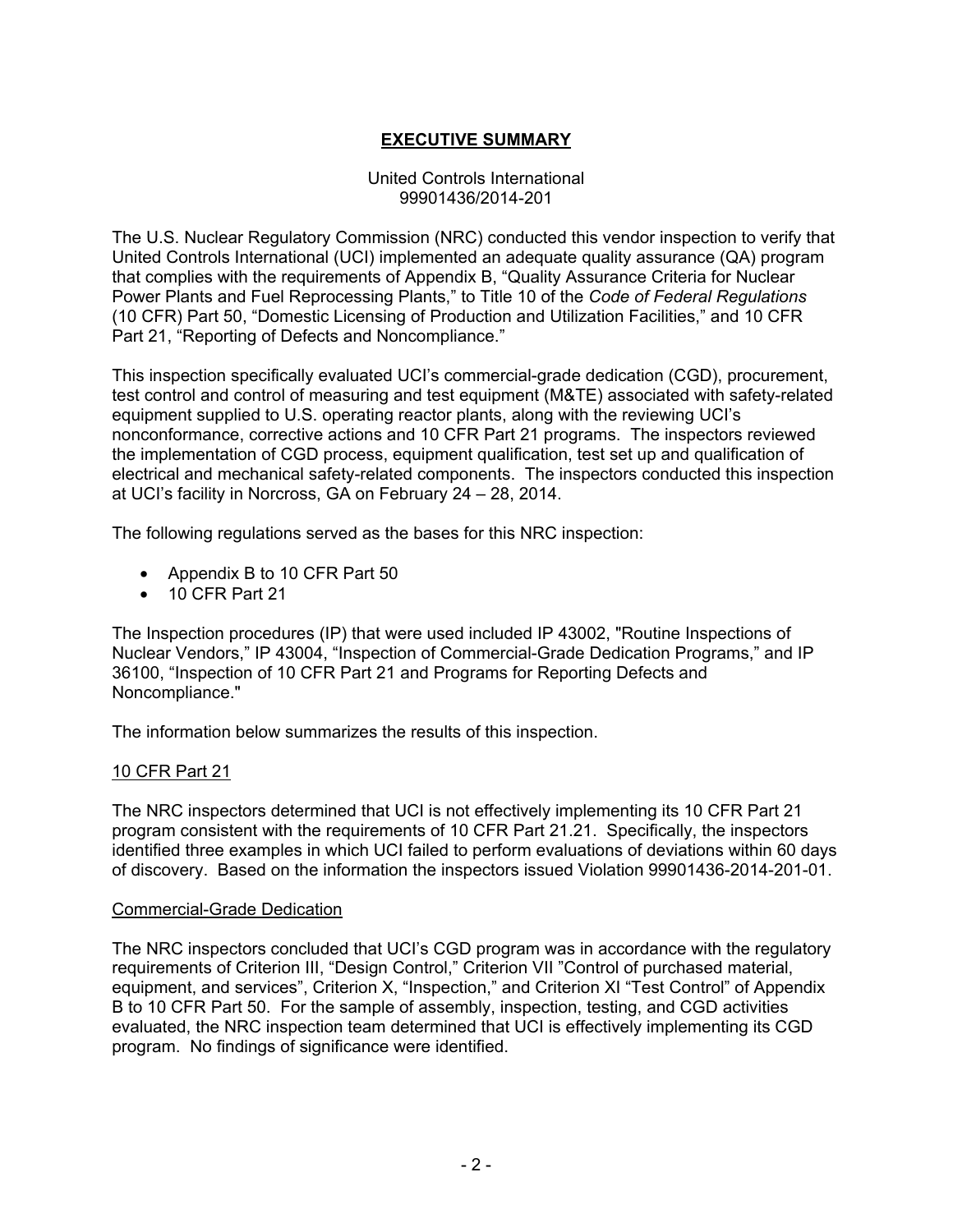# EXECUTIVE SUMMARY

United Controls International
99901436/2014-201

The U.S. Nuclear Regulatory Commission (NRC) conducted this vendor inspection to verify that United Controls International (UCI) implemented an adequate quality assurance (QA) program that complies with the requirements of Appendix B, "Quality Assurance Criteria for Nuclear Power Plants and Fuel Reprocessing Plants," to Title 10 of the *Code of Federal Regulations* (10 CFR) Part 50, "Domestic Licensing of Production and Utilization Facilities," and 10 CFR Part 21, "Reporting of Defects and Noncompliance."

This inspection specifically evaluated UCI's commercial-grade dedication (CGD), procurement, test control and control of measuring and test equipment (M&TE) associated with safety-related equipment supplied to U.S. operating reactor plants, along with the reviewing UCI's nonconformance, corrective actions and 10 CFR Part 21 programs. The inspectors reviewed the implementation of CGD process, equipment qualification, test set up and qualification of electrical and mechanical safety-related components. The inspectors conducted this inspection at UCI's facility in Norcross, GA on February 24 – 28, 2014.

The following regulations served as the bases for this NRC inspection:

- Appendix B to 10 CFR Part 50
- 10 CFR Part 21

The Inspection procedures (IP) that were used included IP 43002, "Routine Inspections of Nuclear Vendors," IP 43004, "Inspection of Commercial-Grade Dedication Programs," and IP 36100, "Inspection of 10 CFR Part 21 and Programs for Reporting Defects and Noncompliance."

The information below summarizes the results of this inspection.

## 10 CFR Part 21

The NRC inspectors determined that UCI is not effectively implementing its 10 CFR Part 21 program consistent with the requirements of 10 CFR Part 21.21. Specifically, the inspectors identified three examples in which UCI failed to perform evaluations of deviations within 60 days of discovery. Based on the information the inspectors issued Violation 99901436-2014-201-01.

## Commercial-Grade Dedication

The NRC inspectors concluded that UCI's CGD program was in accordance with the regulatory requirements of Criterion III, "Design Control," Criterion VII "Control of purchased material, equipment, and services", Criterion X, "Inspection," and Criterion XI "Test Control" of Appendix B to 10 CFR Part 50. For the sample of assembly, inspection, testing, and CGD activities evaluated, the NRC inspection team determined that UCI is effectively implementing its CGD program. No findings of significance were identified.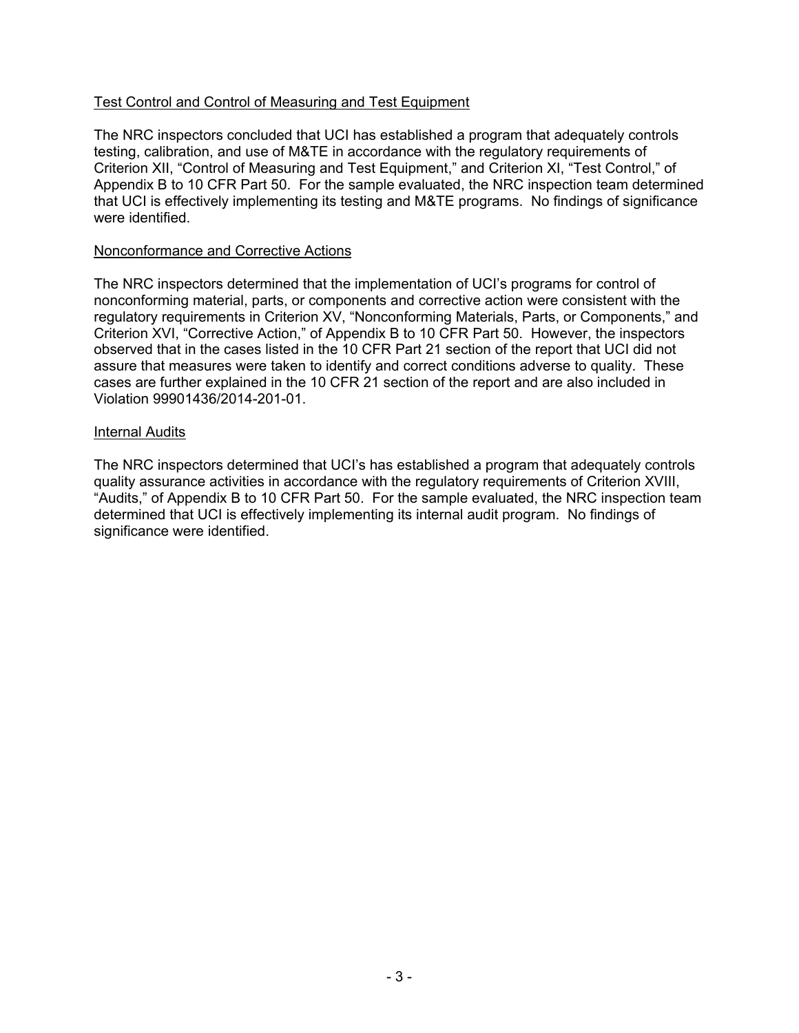Test Control and Control of Measuring and Test Equipment

The NRC inspectors concluded that UCI has established a program that adequately controls testing, calibration, and use of M&TE in accordance with the regulatory requirements of Criterion XII, "Control of Measuring and Test Equipment," and Criterion XI, "Test Control," of Appendix B to 10 CFR Part 50. For the sample evaluated, the NRC inspection team determined that UCI is effectively implementing its testing and M&TE programs. No findings of significance were identified.

Nonconformance and Corrective Actions

The NRC inspectors determined that the implementation of UCI's programs for control of nonconforming material, parts, or components and corrective action were consistent with the regulatory requirements in Criterion XV, "Nonconforming Materials, Parts, or Components," and Criterion XVI, "Corrective Action," of Appendix B to 10 CFR Part 50. However, the inspectors observed that in the cases listed in the 10 CFR Part 21 section of the report that UCI did not assure that measures were taken to identify and correct conditions adverse to quality. These cases are further explained in the 10 CFR 21 section of the report and are also included in Violation 99901436/2014-201-01.

Internal Audits

The NRC inspectors determined that UCI's has established a program that adequately controls quality assurance activities in accordance with the regulatory requirements of Criterion XVIII, "Audits," of Appendix B to 10 CFR Part 50. For the sample evaluated, the NRC inspection team determined that UCI is effectively implementing its internal audit program. No findings of significance were identified.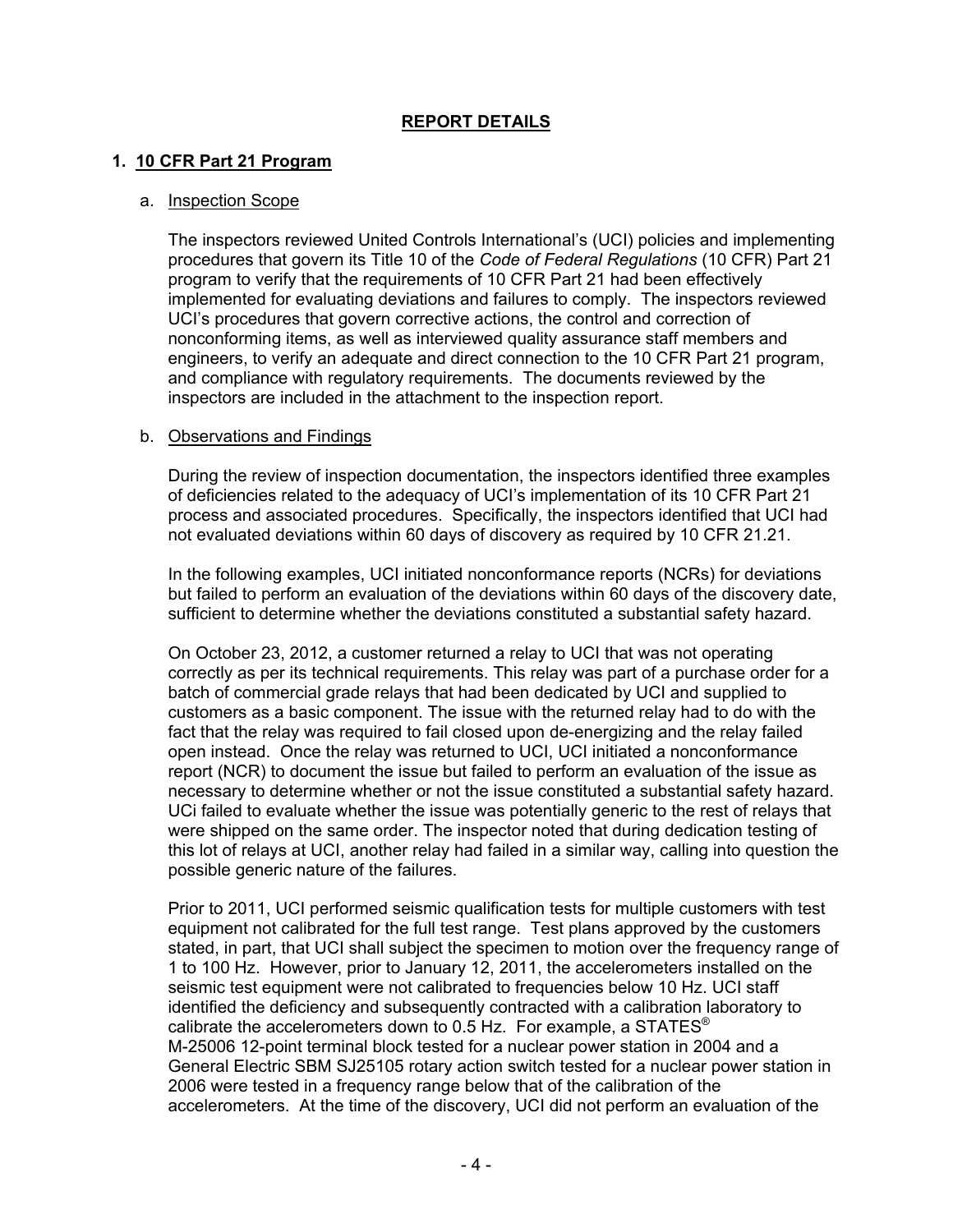## REPORT DETAILS

### 1. 10 CFR Part 21 Program

a. Inspection Scope

The inspectors reviewed United Controls International's (UCI) policies and implementing procedures that govern its Title 10 of the *Code of Federal Regulations* (10 CFR) Part 21 program to verify that the requirements of 10 CFR Part 21 had been effectively implemented for evaluating deviations and failures to comply. The inspectors reviewed UCI's procedures that govern corrective actions, the control and correction of nonconforming items, as well as interviewed quality assurance staff members and engineers, to verify an adequate and direct connection to the 10 CFR Part 21 program, and compliance with regulatory requirements. The documents reviewed by the inspectors are included in the attachment to the inspection report.

b. Observations and Findings

During the review of inspection documentation, the inspectors identified three examples of deficiencies related to the adequacy of UCI's implementation of its 10 CFR Part 21 process and associated procedures. Specifically, the inspectors identified that UCI had not evaluated deviations within 60 days of discovery as required by 10 CFR 21.21.

In the following examples, UCI initiated nonconformance reports (NCRs) for deviations but failed to perform an evaluation of the deviations within 60 days of the discovery date, sufficient to determine whether the deviations constituted a substantial safety hazard.

On October 23, 2012, a customer returned a relay to UCI that was not operating correctly as per its technical requirements. This relay was part of a purchase order for a batch of commercial grade relays that had been dedicated by UCI and supplied to customers as a basic component. The issue with the returned relay had to do with the fact that the relay was required to fail closed upon de-energizing and the relay failed open instead. Once the relay was returned to UCI, UCI initiated a nonconformance report (NCR) to document the issue but failed to perform an evaluation of the issue as necessary to determine whether or not the issue constituted a substantial safety hazard. UCi failed to evaluate whether the issue was potentially generic to the rest of relays that were shipped on the same order. The inspector noted that during dedication testing of this lot of relays at UCI, another relay had failed in a similar way, calling into question the possible generic nature of the failures.

Prior to 2011, UCI performed seismic qualification tests for multiple customers with test equipment not calibrated for the full test range. Test plans approved by the customers stated, in part, that UCI shall subject the specimen to motion over the frequency range of 1 to 100 Hz. However, prior to January 12, 2011, the accelerometers installed on the seismic test equipment were not calibrated to frequencies below 10 Hz. UCI staff identified the deficiency and subsequently contracted with a calibration laboratory to calibrate the accelerometers down to 0.5 Hz. For example, a STATES® M-25006 12-point terminal block tested for a nuclear power station in 2004 and a General Electric SBM SJ25105 rotary action switch tested for a nuclear power station in 2006 were tested in a frequency range below that of the calibration of the accelerometers. At the time of the discovery, UCI did not perform an evaluation of the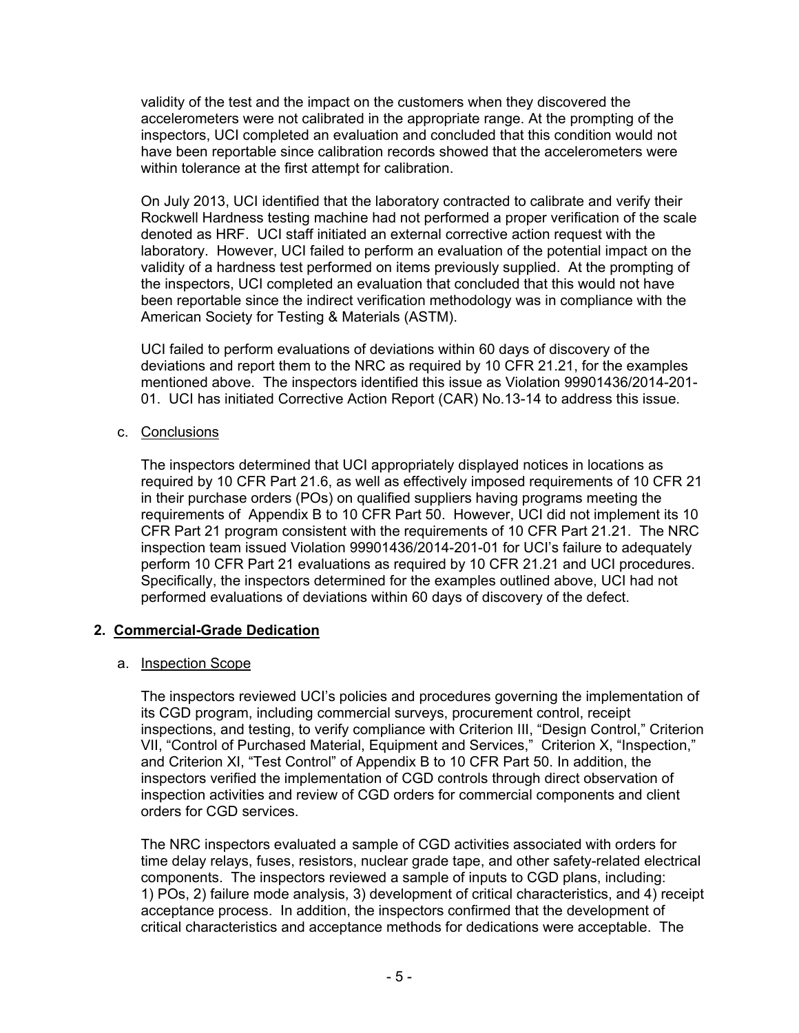validity of the test and the impact on the customers when they discovered the accelerometers were not calibrated in the appropriate range. At the prompting of the inspectors, UCI completed an evaluation and concluded that this condition would not have been reportable since calibration records showed that the accelerometers were within tolerance at the first attempt for calibration.

On July 2013, UCI identified that the laboratory contracted to calibrate and verify their Rockwell Hardness testing machine had not performed a proper verification of the scale denoted as HRF. UCI staff initiated an external corrective action request with the laboratory. However, UCI failed to perform an evaluation of the potential impact on the validity of a hardness test performed on items previously supplied. At the prompting of the inspectors, UCI completed an evaluation that concluded that this would not have been reportable since the indirect verification methodology was in compliance with the American Society for Testing & Materials (ASTM).

UCI failed to perform evaluations of deviations within 60 days of discovery of the deviations and report them to the NRC as required by 10 CFR 21.21, for the examples mentioned above. The inspectors identified this issue as Violation 99901436/2014-201-01. UCI has initiated Corrective Action Report (CAR) No.13-14 to address this issue.

c. Conclusions

The inspectors determined that UCI appropriately displayed notices in locations as required by 10 CFR Part 21.6, as well as effectively imposed requirements of 10 CFR 21 in their purchase orders (POs) on qualified suppliers having programs meeting the requirements of Appendix B to 10 CFR Part 50. However, UCI did not implement its 10 CFR Part 21 program consistent with the requirements of 10 CFR Part 21.21. The NRC inspection team issued Violation 99901436/2014-201-01 for UCI's failure to adequately perform 10 CFR Part 21 evaluations as required by 10 CFR 21.21 and UCI procedures. Specifically, the inspectors determined for the examples outlined above, UCI had not performed evaluations of deviations within 60 days of discovery of the defect.

## 2. Commercial-Grade Dedication

a. Inspection Scope

The inspectors reviewed UCI's policies and procedures governing the implementation of its CGD program, including commercial surveys, procurement control, receipt inspections, and testing, to verify compliance with Criterion III, "Design Control," Criterion VII, "Control of Purchased Material, Equipment and Services," Criterion X, "Inspection," and Criterion XI, "Test Control" of Appendix B to 10 CFR Part 50. In addition, the inspectors verified the implementation of CGD controls through direct observation of inspection activities and review of CGD orders for commercial components and client orders for CGD services.

The NRC inspectors evaluated a sample of CGD activities associated with orders for time delay relays, fuses, resistors, nuclear grade tape, and other safety-related electrical components. The inspectors reviewed a sample of inputs to CGD plans, including: 1) POs, 2) failure mode analysis, 3) development of critical characteristics, and 4) receipt acceptance process. In addition, the inspectors confirmed that the development of critical characteristics and acceptance methods for dedications were acceptable. The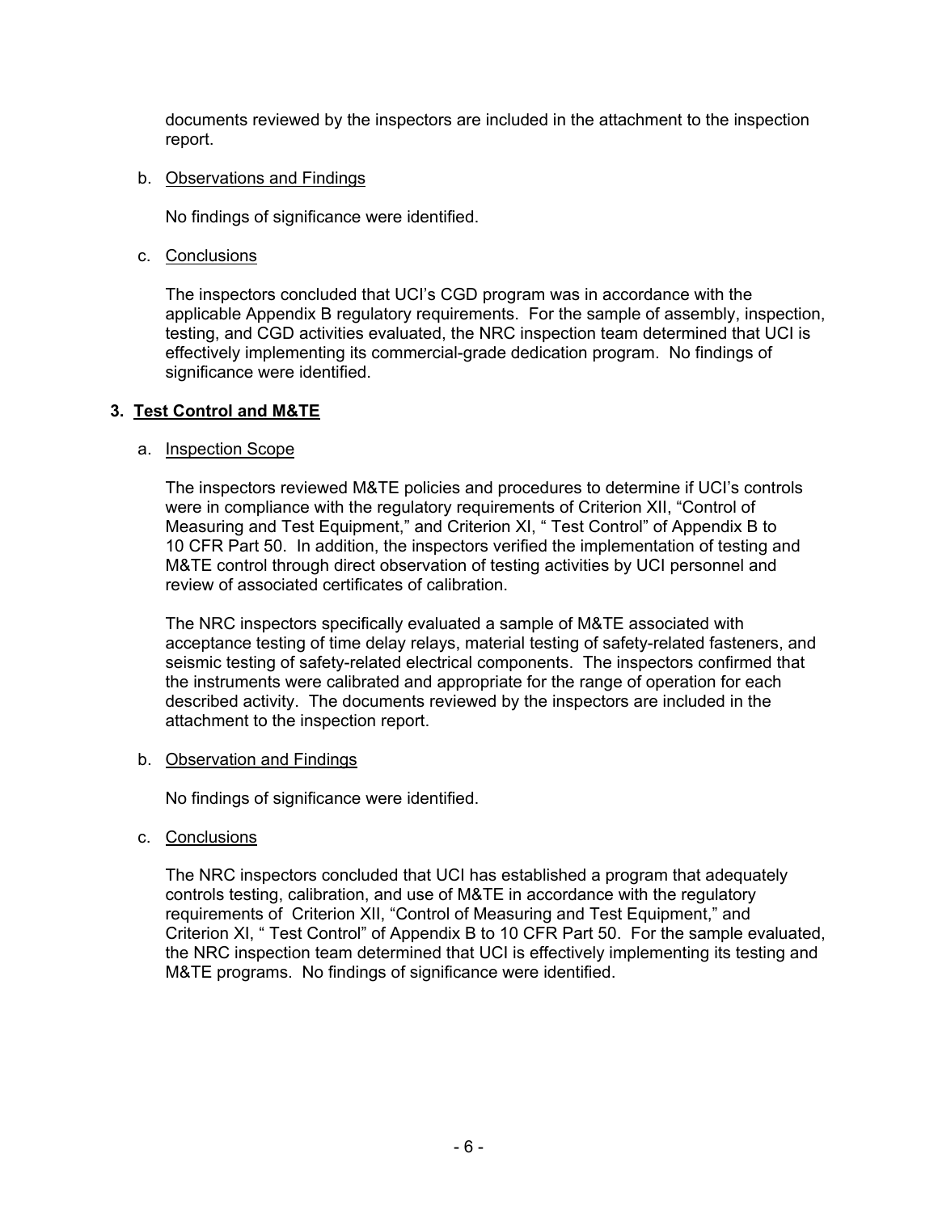documents reviewed by the inspectors are included in the attachment to the inspection report.

b. Observations and Findings

No findings of significance were identified.

c. Conclusions

The inspectors concluded that UCI's CGD program was in accordance with the applicable Appendix B regulatory requirements. For the sample of assembly, inspection, testing, and CGD activities evaluated, the NRC inspection team determined that UCI is effectively implementing its commercial-grade dedication program. No findings of significance were identified.

## 3. Test Control and M&TE

a. Inspection Scope

The inspectors reviewed M&TE policies and procedures to determine if UCI's controls were in compliance with the regulatory requirements of Criterion XII, "Control of Measuring and Test Equipment," and Criterion XI, " Test Control" of Appendix B to 10 CFR Part 50. In addition, the inspectors verified the implementation of testing and M&TE control through direct observation of testing activities by UCI personnel and review of associated certificates of calibration.

The NRC inspectors specifically evaluated a sample of M&TE associated with acceptance testing of time delay relays, material testing of safety-related fasteners, and seismic testing of safety-related electrical components. The inspectors confirmed that the instruments were calibrated and appropriate for the range of operation for each described activity. The documents reviewed by the inspectors are included in the attachment to the inspection report.

b. Observation and Findings

No findings of significance were identified.

c. Conclusions

The NRC inspectors concluded that UCI has established a program that adequately controls testing, calibration, and use of M&TE in accordance with the regulatory requirements of Criterion XII, "Control of Measuring and Test Equipment," and Criterion XI, " Test Control" of Appendix B to 10 CFR Part 50. For the sample evaluated, the NRC inspection team determined that UCI is effectively implementing its testing and M&TE programs. No findings of significance were identified.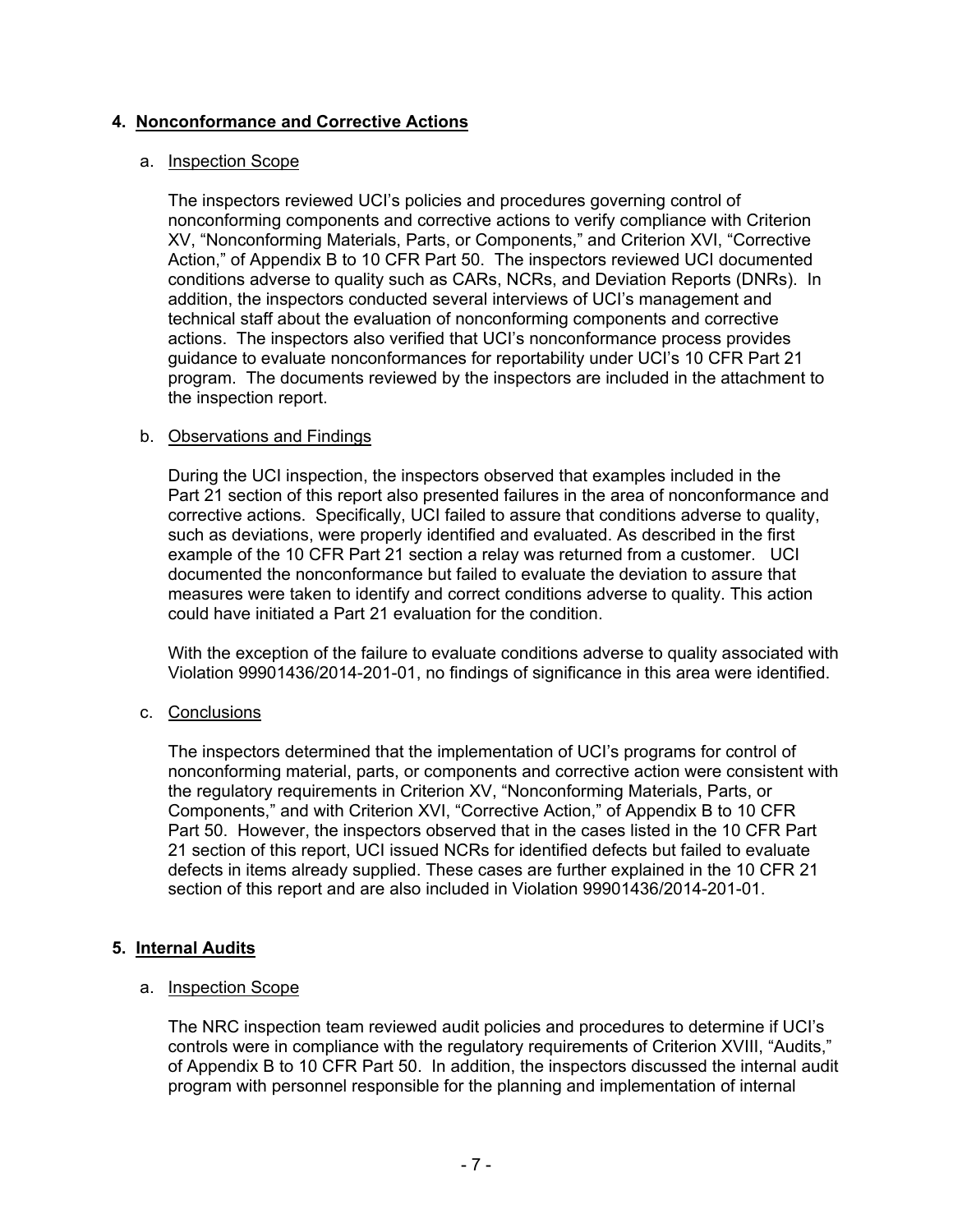## 4. Nonconformance and Corrective Actions

### a. Inspection Scope

The inspectors reviewed UCI's policies and procedures governing control of nonconforming components and corrective actions to verify compliance with Criterion XV, "Nonconforming Materials, Parts, or Components," and Criterion XVI, "Corrective Action," of Appendix B to 10 CFR Part 50. The inspectors reviewed UCI documented conditions adverse to quality such as CARs, NCRs, and Deviation Reports (DNRs). In addition, the inspectors conducted several interviews of UCI's management and technical staff about the evaluation of nonconforming components and corrective actions. The inspectors also verified that UCI's nonconformance process provides guidance to evaluate nonconformances for reportability under UCI's 10 CFR Part 21 program. The documents reviewed by the inspectors are included in the attachment to the inspection report.

### b. Observations and Findings

During the UCI inspection, the inspectors observed that examples included in the Part 21 section of this report also presented failures in the area of nonconformance and corrective actions. Specifically, UCI failed to assure that conditions adverse to quality, such as deviations, were properly identified and evaluated. As described in the first example of the 10 CFR Part 21 section a relay was returned from a customer. UCI documented the nonconformance but failed to evaluate the deviation to assure that measures were taken to identify and correct conditions adverse to quality. This action could have initiated a Part 21 evaluation for the condition.

With the exception of the failure to evaluate conditions adverse to quality associated with Violation 99901436/2014-201-01, no findings of significance in this area were identified.

### c. Conclusions

The inspectors determined that the implementation of UCI's programs for control of nonconforming material, parts, or components and corrective action were consistent with the regulatory requirements in Criterion XV, "Nonconforming Materials, Parts, or Components," and with Criterion XVI, "Corrective Action," of Appendix B to 10 CFR Part 50. However, the inspectors observed that in the cases listed in the 10 CFR Part 21 section of this report, UCI issued NCRs for identified defects but failed to evaluate defects in items already supplied. These cases are further explained in the 10 CFR 21 section of this report and are also included in Violation 99901436/2014-201-01.

## 5. Internal Audits

### a. Inspection Scope

The NRC inspection team reviewed audit policies and procedures to determine if UCI's controls were in compliance with the regulatory requirements of Criterion XVIII, "Audits," of Appendix B to 10 CFR Part 50. In addition, the inspectors discussed the internal audit program with personnel responsible for the planning and implementation of internal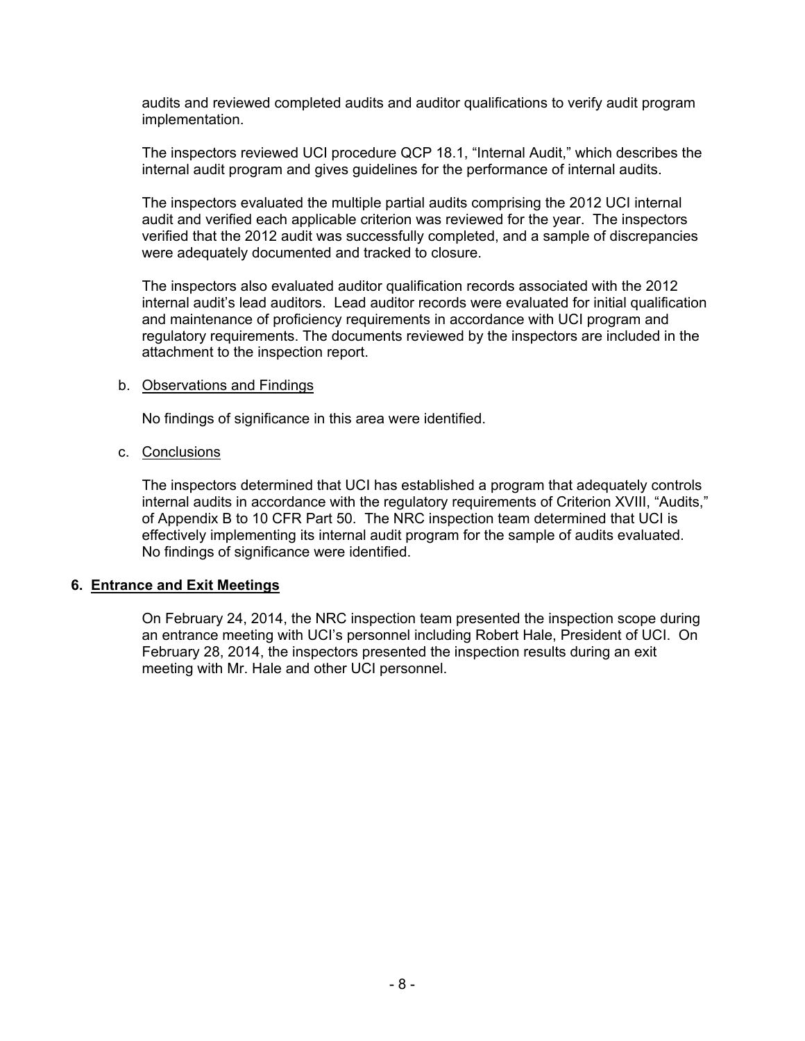audits and reviewed completed audits and auditor qualifications to verify audit program implementation.

The inspectors reviewed UCI procedure QCP 18.1, "Internal Audit," which describes the internal audit program and gives guidelines for the performance of internal audits.

The inspectors evaluated the multiple partial audits comprising the 2012 UCI internal audit and verified each applicable criterion was reviewed for the year. The inspectors verified that the 2012 audit was successfully completed, and a sample of discrepancies were adequately documented and tracked to closure.

The inspectors also evaluated auditor qualification records associated with the 2012 internal audit's lead auditors. Lead auditor records were evaluated for initial qualification and maintenance of proficiency requirements in accordance with UCI program and regulatory requirements. The documents reviewed by the inspectors are included in the attachment to the inspection report.

b. Observations and Findings

No findings of significance in this area were identified.

c. Conclusions

The inspectors determined that UCI has established a program that adequately controls internal audits in accordance with the regulatory requirements of Criterion XVIII, "Audits," of Appendix B to 10 CFR Part 50. The NRC inspection team determined that UCI is effectively implementing its internal audit program for the sample of audits evaluated. No findings of significance were identified.

## 6. Entrance and Exit Meetings

On February 24, 2014, the NRC inspection team presented the inspection scope during an entrance meeting with UCI's personnel including Robert Hale, President of UCI. On February 28, 2014, the inspectors presented the inspection results during an exit meeting with Mr. Hale and other UCI personnel.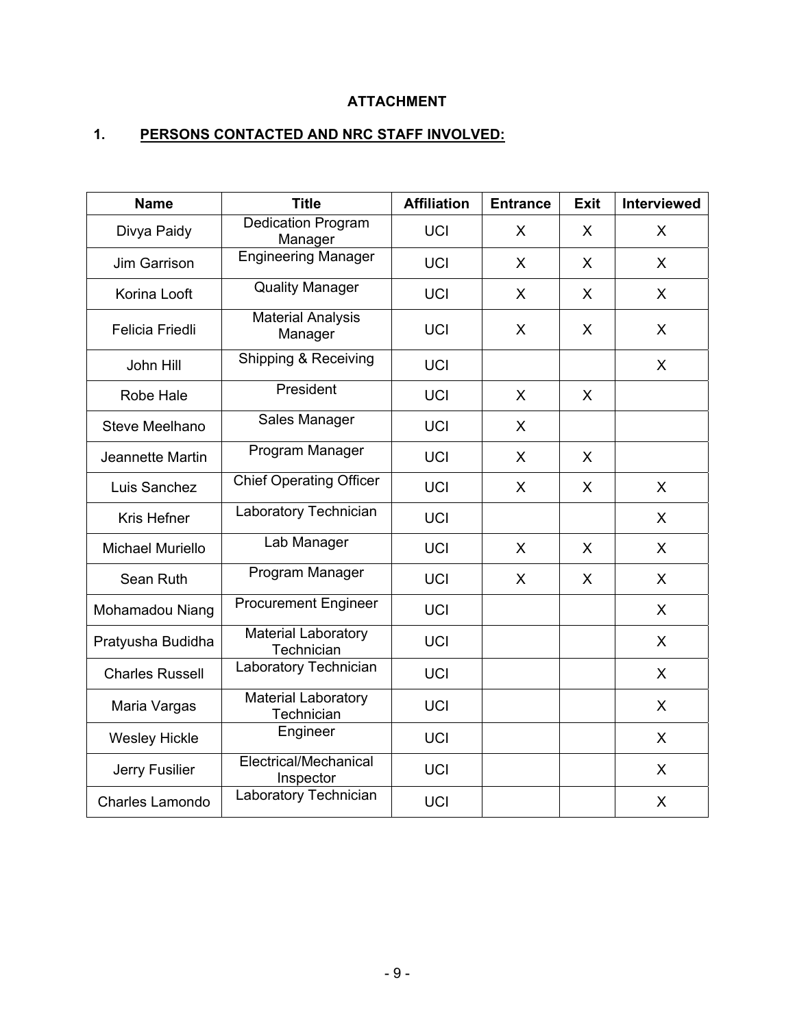**ATTACHMENT**

**1. PERSONS CONTACTED AND NRC STAFF INVOLVED:**

| Name | Title | Affiliation | Entrance | Exit | Interviewed |
|---|---|---|---|---|---|
| Divya Paidy | Dedication Program Manager | UCI | X | X | X |
| Jim Garrison | Engineering Manager | UCI | X | X | X |
| Korina Looft | Quality Manager | UCI | X | X | X |
| Felicia Friedli | Material Analysis Manager | UCI | X | X | X |
| John Hill | Shipping & Receiving | UCI | | | X |
| Robe Hale | President | UCI | X | X | |
| Steve Meelhano | Sales Manager | UCI | X | | |
| Jeannette Martin | Program Manager | UCI | X | X | |
| Luis Sanchez | Chief Operating Officer | UCI | X | X | X |
| Kris Hefner | Laboratory Technician | UCI | | | X |
| Michael Muriello | Lab Manager | UCI | X | X | X |
| Sean Ruth | Program Manager | UCI | X | X | X |
| Mohamadou Niang | Procurement Engineer | UCI | | | X |
| Pratyusha Budidha | Material Laboratory Technician | UCI | | | X |
| Charles Russell | Laboratory Technician | UCI | | | X |
| Maria Vargas | Material Laboratory Technician | UCI | | | X |
| Wesley Hickle | Engineer | UCI | | | X |
| Jerry Fusilier | Electrical/Mechanical Inspector | UCI | | | X |
| Charles Lamondo | Laboratory Technician | UCI | | | X |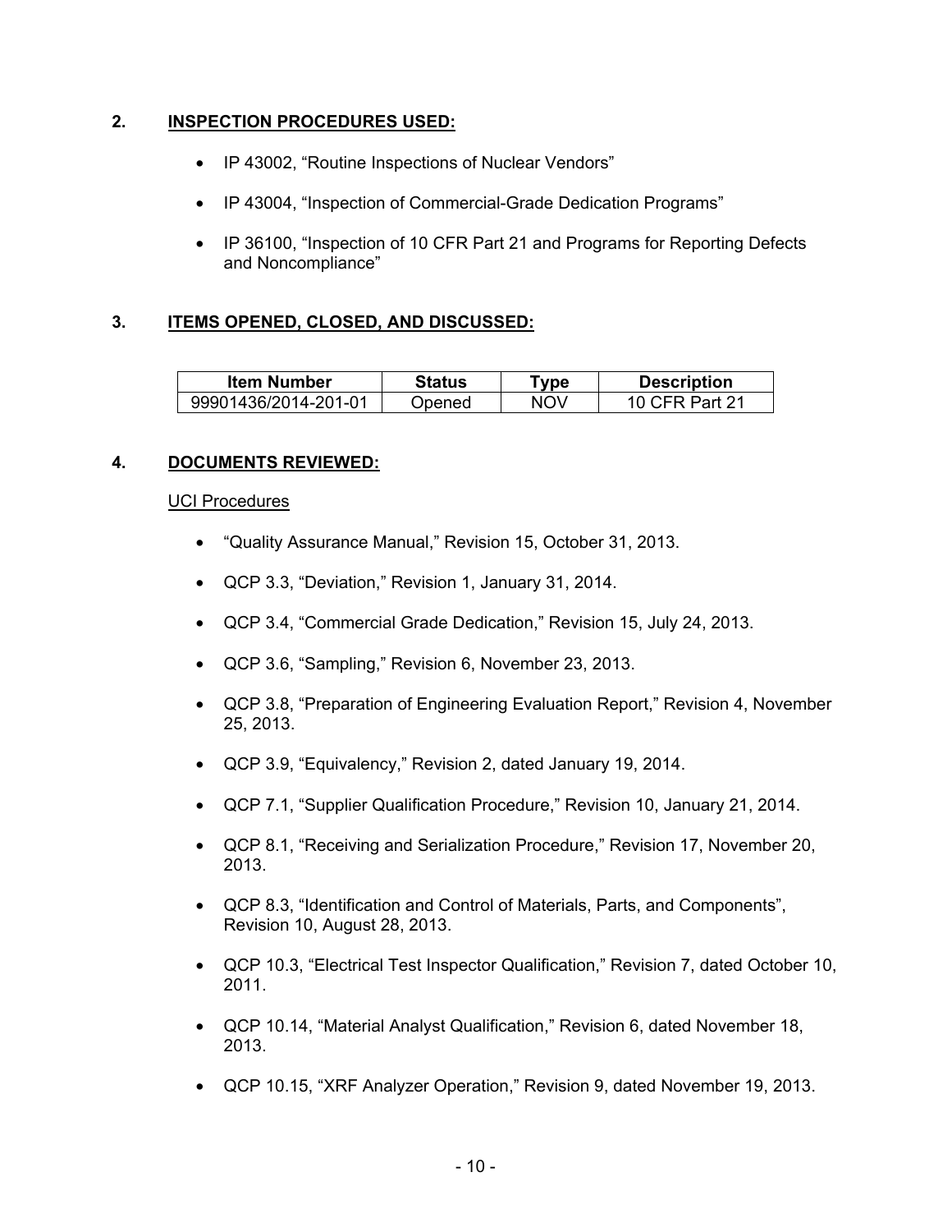## 2. INSPECTION PROCEDURES USED:

- IP 43002, "Routine Inspections of Nuclear Vendors"
- IP 43004, "Inspection of Commercial-Grade Dedication Programs"
- IP 36100, "Inspection of 10 CFR Part 21 and Programs for Reporting Defects and Noncompliance"

## 3. ITEMS OPENED, CLOSED, AND DISCUSSED:

| Item Number | Status | Type | Description |
|---|---|---|---|
| 99901436/2014-201-01 | Opened | NOV | 10 CFR Part 21 |

## 4. DOCUMENTS REVIEWED:

UCI Procedures

- "Quality Assurance Manual," Revision 15, October 31, 2013.
- QCP 3.3, "Deviation," Revision 1, January 31, 2014.
- QCP 3.4, "Commercial Grade Dedication," Revision 15, July 24, 2013.
- QCP 3.6, "Sampling," Revision 6, November 23, 2013.
- QCP 3.8, "Preparation of Engineering Evaluation Report," Revision 4, November 25, 2013.
- QCP 3.9, "Equivalency," Revision 2, dated January 19, 2014.
- QCP 7.1, "Supplier Qualification Procedure," Revision 10, January 21, 2014.
- QCP 8.1, "Receiving and Serialization Procedure," Revision 17, November 20, 2013.
- QCP 8.3, "Identification and Control of Materials, Parts, and Components", Revision 10, August 28, 2013.
- QCP 10.3, "Electrical Test Inspector Qualification," Revision 7, dated October 10, 2011.
- QCP 10.14, "Material Analyst Qualification," Revision 6, dated November 18, 2013.
- QCP 10.15, "XRF Analyzer Operation," Revision 9, dated November 19, 2013.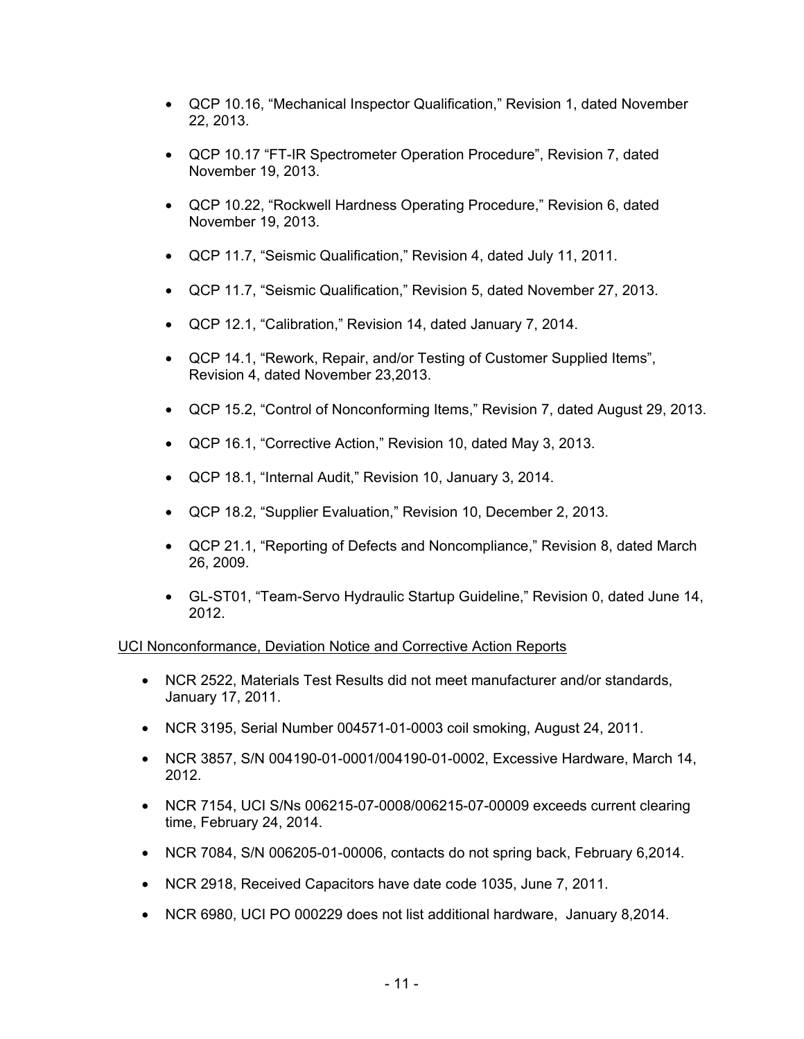- QCP 10.16, “Mechanical Inspector Qualification,” Revision 1, dated November 22, 2013.
- QCP 10.17 “FT-IR Spectrometer Operation Procedure”, Revision 7, dated November 19, 2013.
- QCP 10.22, “Rockwell Hardness Operating Procedure,” Revision 6, dated November 19, 2013.
- QCP 11.7, “Seismic Qualification,” Revision 4, dated July 11, 2011.
- QCP 11.7, “Seismic Qualification,” Revision 5, dated November 27, 2013.
- QCP 12.1, “Calibration,” Revision 14, dated January 7, 2014.
- QCP 14.1, “Rework, Repair, and/or Testing of Customer Supplied Items”, Revision 4, dated November 23,2013.
- QCP 15.2, “Control of Nonconforming Items,” Revision 7, dated August 29, 2013.
- QCP 16.1, “Corrective Action,” Revision 10, dated May 3, 2013.
- QCP 18.1, “Internal Audit,” Revision 10, January 3, 2014.
- QCP 18.2, “Supplier Evaluation,” Revision 10, December 2, 2013.
- QCP 21.1, “Reporting of Defects and Noncompliance,” Revision 8, dated March 26, 2009.
- GL-ST01, “Team-Servo Hydraulic Startup Guideline,” Revision 0, dated June 14, 2012.

UCI Nonconformance, Deviation Notice and Corrective Action Reports

- NCR 2522, Materials Test Results did not meet manufacturer and/or standards, January 17, 2011.
- NCR 3195, Serial Number 004571-01-0003 coil smoking, August 24, 2011.
- NCR 3857, S/N 004190-01-0001/004190-01-0002, Excessive Hardware, March 14, 2012.
- NCR 7154, UCI S/Ns 006215-07-0008/006215-07-00009 exceeds current clearing time, February 24, 2014.
- NCR 7084, S/N 006205-01-00006, contacts do not spring back, February 6,2014.
- NCR 2918, Received Capacitors have date code 1035, June 7, 2011.
- NCR 6980, UCI PO 000229 does not list additional hardware, January 8,2014.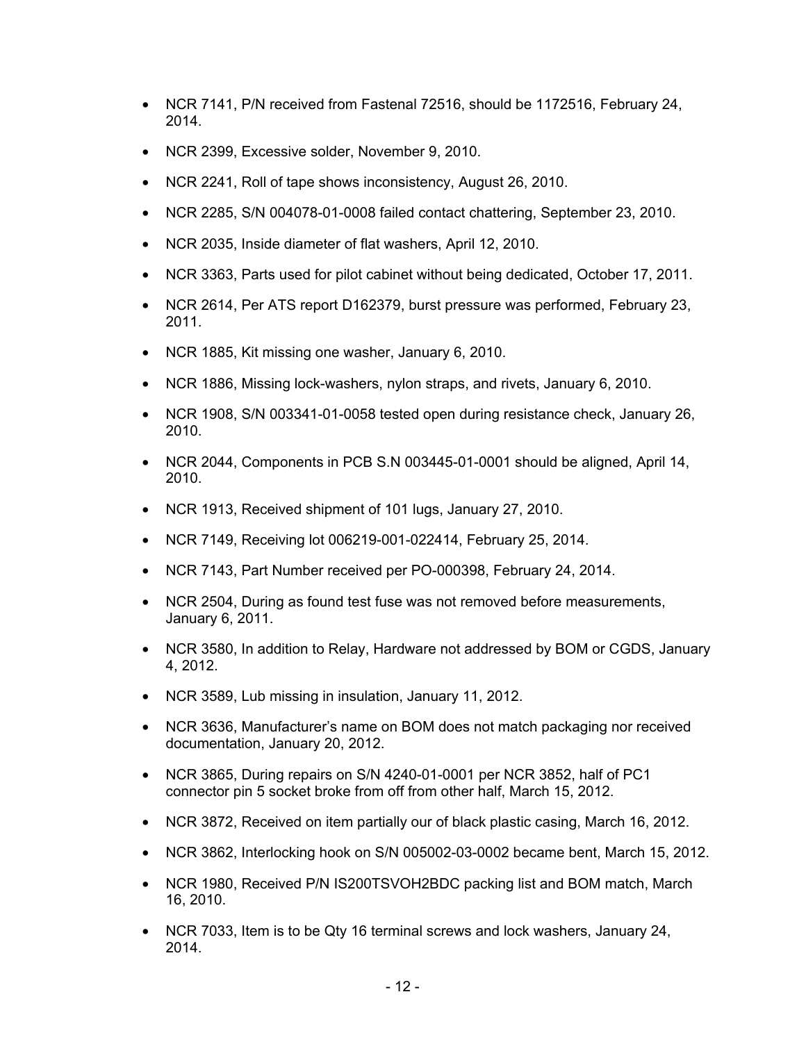- NCR 7141, P/N received from Fastenal 72516, should be 1172516, February 24, 2014.
- NCR 2399, Excessive solder, November 9, 2010.
- NCR 2241, Roll of tape shows inconsistency, August 26, 2010.
- NCR 2285, S/N 004078-01-0008 failed contact chattering, September 23, 2010.
- NCR 2035, Inside diameter of flat washers, April 12, 2010.
- NCR 3363, Parts used for pilot cabinet without being dedicated, October 17, 2011.
- NCR 2614, Per ATS report D162379, burst pressure was performed, February 23, 2011.
- NCR 1885, Kit missing one washer, January 6, 2010.
- NCR 1886, Missing lock-washers, nylon straps, and rivets, January 6, 2010.
- NCR 1908, S/N 003341-01-0058 tested open during resistance check, January 26, 2010.
- NCR 2044, Components in PCB S.N 003445-01-0001 should be aligned, April 14, 2010.
- NCR 1913, Received shipment of 101 lugs, January 27, 2010.
- NCR 7149, Receiving lot 006219-001-022414, February 25, 2014.
- NCR 7143, Part Number received per PO-000398, February 24, 2014.
- NCR 2504, During as found test fuse was not removed before measurements, January 6, 2011.
- NCR 3580, In addition to Relay, Hardware not addressed by BOM or CGDS, January 4, 2012.
- NCR 3589, Lub missing in insulation, January 11, 2012.
- NCR 3636, Manufacturer's name on BOM does not match packaging nor received documentation, January 20, 2012.
- NCR 3865, During repairs on S/N 4240-01-0001 per NCR 3852, half of PC1 connector pin 5 socket broke from off from other half, March 15, 2012.
- NCR 3872, Received on item partially our of black plastic casing, March 16, 2012.
- NCR 3862, Interlocking hook on S/N 005002-03-0002 became bent, March 15, 2012.
- NCR 1980, Received P/N IS200TSVOH2BDC packing list and BOM match, March 16, 2010.
- NCR 7033, Item is to be Qty 16 terminal screws and lock washers, January 24, 2014.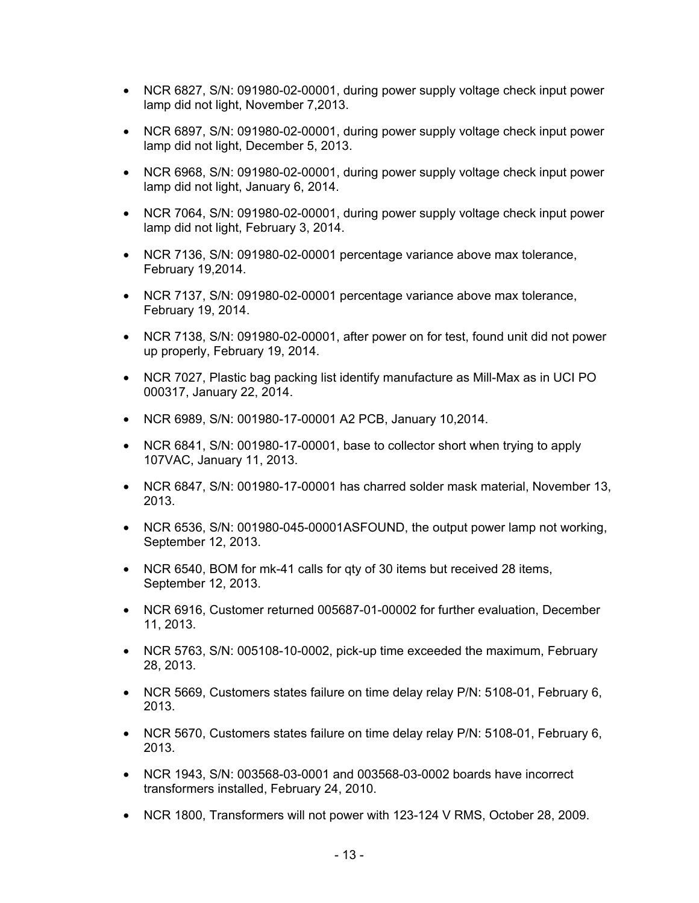- NCR 6827, S/N: 091980-02-00001, during power supply voltage check input power lamp did not light, November 7,2013.
- NCR 6897, S/N: 091980-02-00001, during power supply voltage check input power lamp did not light, December 5, 2013.
- NCR 6968, S/N: 091980-02-00001, during power supply voltage check input power lamp did not light, January 6, 2014.
- NCR 7064, S/N: 091980-02-00001, during power supply voltage check input power lamp did not light, February 3, 2014.
- NCR 7136, S/N: 091980-02-00001 percentage variance above max tolerance, February 19,2014.
- NCR 7137, S/N: 091980-02-00001 percentage variance above max tolerance, February 19, 2014.
- NCR 7138, S/N: 091980-02-00001, after power on for test, found unit did not power up properly, February 19, 2014.
- NCR 7027, Plastic bag packing list identify manufacture as Mill-Max as in UCI PO 000317, January 22, 2014.
- NCR 6989, S/N: 001980-17-00001 A2 PCB, January 10,2014.
- NCR 6841, S/N: 001980-17-00001, base to collector short when trying to apply 107VAC, January 11, 2013.
- NCR 6847, S/N: 001980-17-00001 has charred solder mask material, November 13, 2013.
- NCR 6536, S/N: 001980-045-00001ASFOUND, the output power lamp not working, September 12, 2013.
- NCR 6540, BOM for mk-41 calls for qty of 30 items but received 28 items, September 12, 2013.
- NCR 6916, Customer returned 005687-01-00002 for further evaluation, December 11, 2013.
- NCR 5763, S/N: 005108-10-0002, pick-up time exceeded the maximum, February 28, 2013.
- NCR 5669, Customers states failure on time delay relay P/N: 5108-01, February 6, 2013.
- NCR 5670, Customers states failure on time delay relay P/N: 5108-01, February 6, 2013.
- NCR 1943, S/N: 003568-03-0001 and 003568-03-0002 boards have incorrect transformers installed, February 24, 2010.
- NCR 1800, Transformers will not power with 123-124 V RMS, October 28, 2009.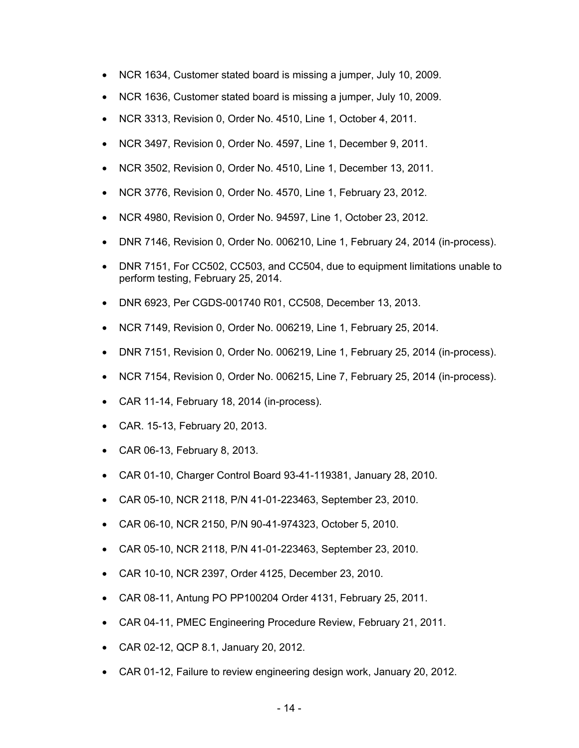- NCR 1634, Customer stated board is missing a jumper, July 10, 2009.
- NCR 1636, Customer stated board is missing a jumper, July 10, 2009.
- NCR 3313, Revision 0, Order No. 4510, Line 1, October 4, 2011.
- NCR 3497, Revision 0, Order No. 4597, Line 1, December 9, 2011.
- NCR 3502, Revision 0, Order No. 4510, Line 1, December 13, 2011.
- NCR 3776, Revision 0, Order No. 4570, Line 1, February 23, 2012.
- NCR 4980, Revision 0, Order No. 94597, Line 1, October 23, 2012.
- DNR 7146, Revision 0, Order No. 006210, Line 1, February 24, 2014 (in-process).
- DNR 7151, For CC502, CC503, and CC504, due to equipment limitations unable to perform testing, February 25, 2014.
- DNR 6923, Per CGDS-001740 R01, CC508, December 13, 2013.
- NCR 7149, Revision 0, Order No. 006219, Line 1, February 25, 2014.
- DNR 7151, Revision 0, Order No. 006219, Line 1, February 25, 2014 (in-process).
- NCR 7154, Revision 0, Order No. 006215, Line 7, February 25, 2014 (in-process).
- CAR 11-14, February 18, 2014 (in-process).
- CAR. 15-13, February 20, 2013.
- CAR 06-13, February 8, 2013.
- CAR 01-10, Charger Control Board 93-41-119381, January 28, 2010.
- CAR 05-10, NCR 2118, P/N 41-01-223463, September 23, 2010.
- CAR 06-10, NCR 2150, P/N 90-41-974323, October 5, 2010.
- CAR 05-10, NCR 2118, P/N 41-01-223463, September 23, 2010.
- CAR 10-10, NCR 2397, Order 4125, December 23, 2010.
- CAR 08-11, Antung PO PP100204 Order 4131, February 25, 2011.
- CAR 04-11, PMEC Engineering Procedure Review, February 21, 2011.
- CAR 02-12, QCP 8.1, January 20, 2012.
- CAR 01-12, Failure to review engineering design work, January 20, 2012.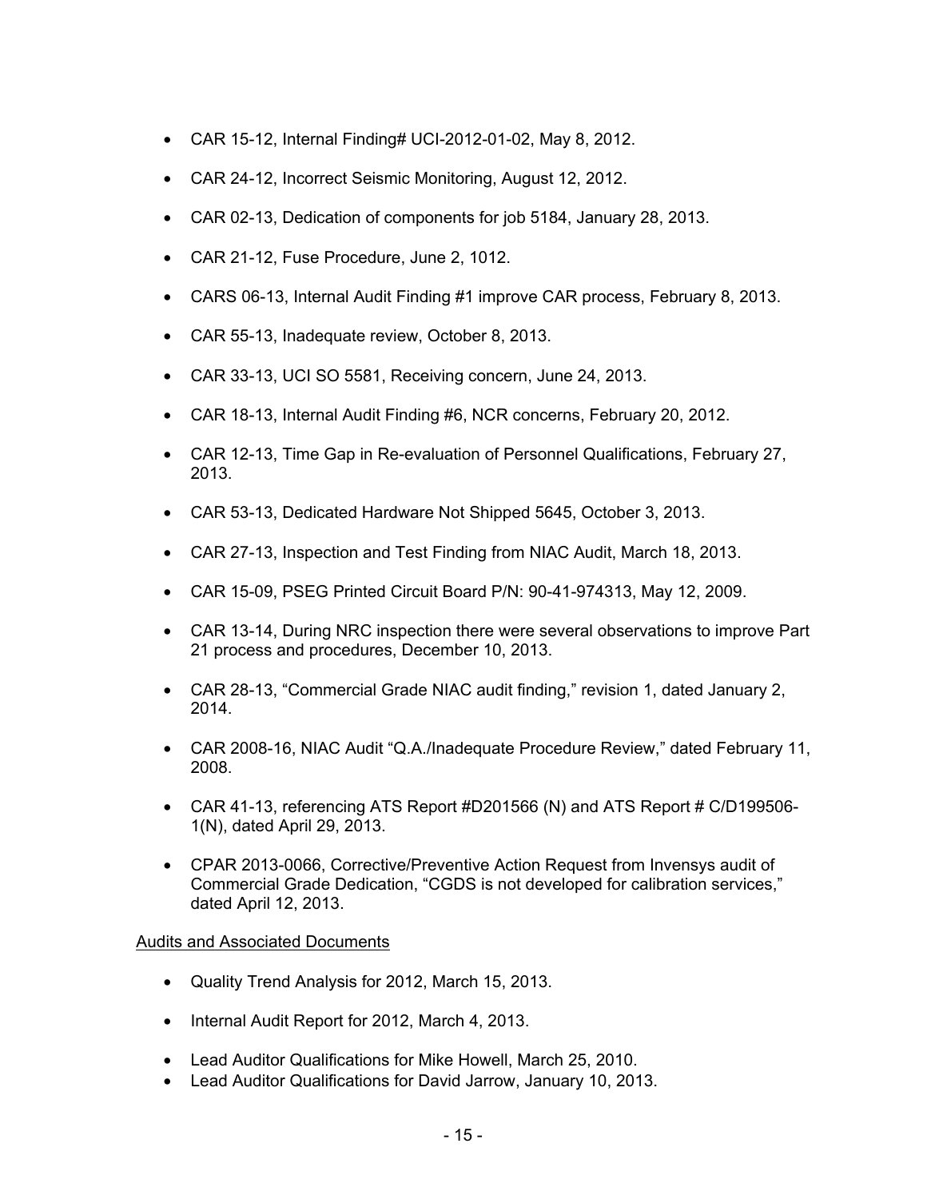- CAR 15-12, Internal Finding# UCI-2012-01-02, May 8, 2012.
- CAR 24-12, Incorrect Seismic Monitoring, August 12, 2012.
- CAR 02-13, Dedication of components for job 5184, January 28, 2013.
- CAR 21-12, Fuse Procedure, June 2, 1012.
- CARS 06-13, Internal Audit Finding #1 improve CAR process, February 8, 2013.
- CAR 55-13, Inadequate review, October 8, 2013.
- CAR 33-13, UCI SO 5581, Receiving concern, June 24, 2013.
- CAR 18-13, Internal Audit Finding #6, NCR concerns, February 20, 2012.
- CAR 12-13, Time Gap in Re-evaluation of Personnel Qualifications, February 27, 2013.
- CAR 53-13, Dedicated Hardware Not Shipped 5645, October 3, 2013.
- CAR 27-13, Inspection and Test Finding from NIAC Audit, March 18, 2013.
- CAR 15-09, PSEG Printed Circuit Board P/N: 90-41-974313, May 12, 2009.
- CAR 13-14, During NRC inspection there were several observations to improve Part 21 process and procedures, December 10, 2013.
- CAR 28-13, "Commercial Grade NIAC audit finding," revision 1, dated January 2, 2014.
- CAR 2008-16, NIAC Audit "Q.A./Inadequate Procedure Review," dated February 11, 2008.
- CAR 41-13, referencing ATS Report #D201566 (N) and ATS Report # C/D199506-1(N), dated April 29, 2013.
- CPAR 2013-0066, Corrective/Preventive Action Request from Invensys audit of Commercial Grade Dedication, "CGDS is not developed for calibration services," dated April 12, 2013.

<u>Audits and Associated Documents</u>

- Quality Trend Analysis for 2012, March 15, 2013.
- Internal Audit Report for 2012, March 4, 2013.
- Lead Auditor Qualifications for Mike Howell, March 25, 2010.
- Lead Auditor Qualifications for David Jarrow, January 10, 2013.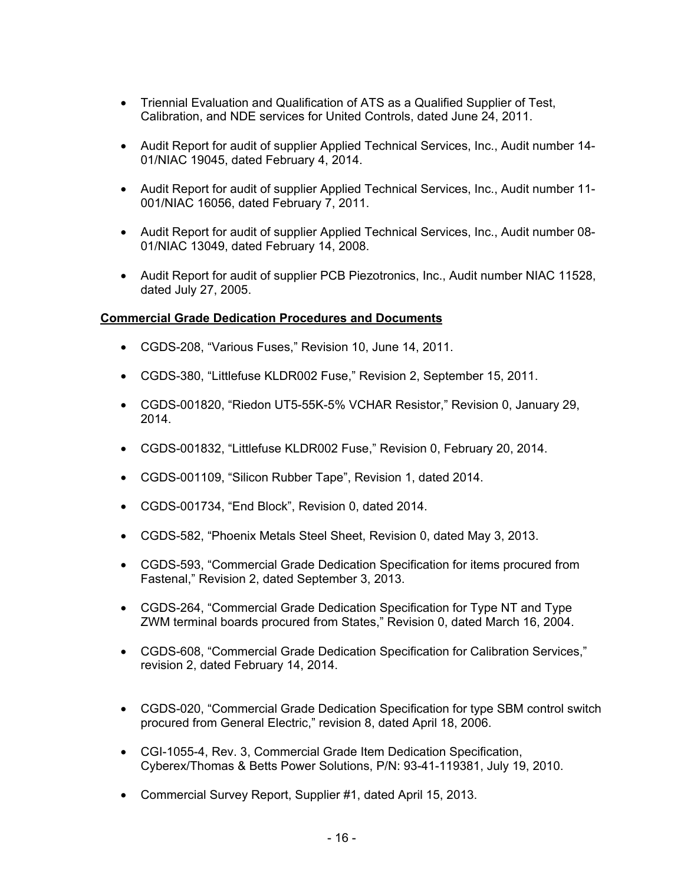- Triennial Evaluation and Qualification of ATS as a Qualified Supplier of Test, Calibration, and NDE services for United Controls, dated June 24, 2011.

- Audit Report for audit of supplier Applied Technical Services, Inc., Audit number 14-01/NIAC 19045, dated February 4, 2014.

- Audit Report for audit of supplier Applied Technical Services, Inc., Audit number 11-001/NIAC 16056, dated February 7, 2011.

- Audit Report for audit of supplier Applied Technical Services, Inc., Audit number 08-01/NIAC 13049, dated February 14, 2008.

- Audit Report for audit of supplier PCB Piezotronics, Inc., Audit number NIAC 11528, dated July 27, 2005.

**Commercial Grade Dedication Procedures and Documents**

- CGDS-208, "Various Fuses," Revision 10, June 14, 2011.

- CGDS-380, "Littlefuse KLDR002 Fuse," Revision 2, September 15, 2011.

- CGDS-001820, "Riedon UT5-55K-5% VCHAR Resistor," Revision 0, January 29, 2014.

- CGDS-001832, "Littlefuse KLDR002 Fuse," Revision 0, February 20, 2014.

- CGDS-001109, "Silicon Rubber Tape", Revision 1, dated 2014.

- CGDS-001734, "End Block", Revision 0, dated 2014.

- CGDS-582, "Phoenix Metals Steel Sheet, Revision 0, dated May 3, 2013.

- CGDS-593, "Commercial Grade Dedication Specification for items procured from Fastenal," Revision 2, dated September 3, 2013.

- CGDS-264, "Commercial Grade Dedication Specification for Type NT and Type ZWM terminal boards procured from States," Revision 0, dated March 16, 2004.

- CGDS-608, "Commercial Grade Dedication Specification for Calibration Services," revision 2, dated February 14, 2014.

- CGDS-020, "Commercial Grade Dedication Specification for type SBM control switch procured from General Electric," revision 8, dated April 18, 2006.

- CGI-1055-4, Rev. 3, Commercial Grade Item Dedication Specification, Cyberex/Thomas & Betts Power Solutions, P/N: 93-41-119381, July 19, 2010.

- Commercial Survey Report, Supplier #1, dated April 15, 2013.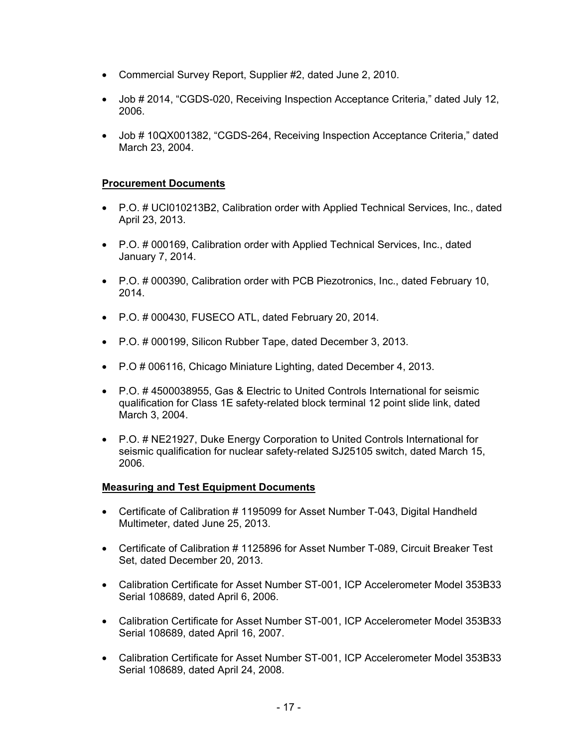- Commercial Survey Report, Supplier #2, dated June 2, 2010.
- Job # 2014, "CGDS-020, Receiving Inspection Acceptance Criteria," dated July 12, 2006.
- Job # 10QX001382, "CGDS-264, Receiving Inspection Acceptance Criteria," dated March 23, 2004.

**Procurement Documents**

- P.O. # UCI010213B2, Calibration order with Applied Technical Services, Inc., dated April 23, 2013.
- P.O. # 000169, Calibration order with Applied Technical Services, Inc., dated January 7, 2014.
- P.O. # 000390, Calibration order with PCB Piezotronics, Inc., dated February 10, 2014.
- P.O. # 000430, FUSECO ATL, dated February 20, 2014.
- P.O. # 000199, Silicon Rubber Tape, dated December 3, 2013.
- P.O # 006116, Chicago Miniature Lighting, dated December 4, 2013.
- P.O. # 4500038955, Gas & Electric to United Controls International for seismic qualification for Class 1E safety-related block terminal 12 point slide link, dated March 3, 2004.
- P.O. # NE21927, Duke Energy Corporation to United Controls International for seismic qualification for nuclear safety-related SJ25105 switch, dated March 15, 2006.

**Measuring and Test Equipment Documents**

- Certificate of Calibration # 1195099 for Asset Number T-043, Digital Handheld Multimeter, dated June 25, 2013.
- Certificate of Calibration # 1125896 for Asset Number T-089, Circuit Breaker Test Set, dated December 20, 2013.
- Calibration Certificate for Asset Number ST-001, ICP Accelerometer Model 353B33 Serial 108689, dated April 6, 2006.
- Calibration Certificate for Asset Number ST-001, ICP Accelerometer Model 353B33 Serial 108689, dated April 16, 2007.
- Calibration Certificate for Asset Number ST-001, ICP Accelerometer Model 353B33 Serial 108689, dated April 24, 2008.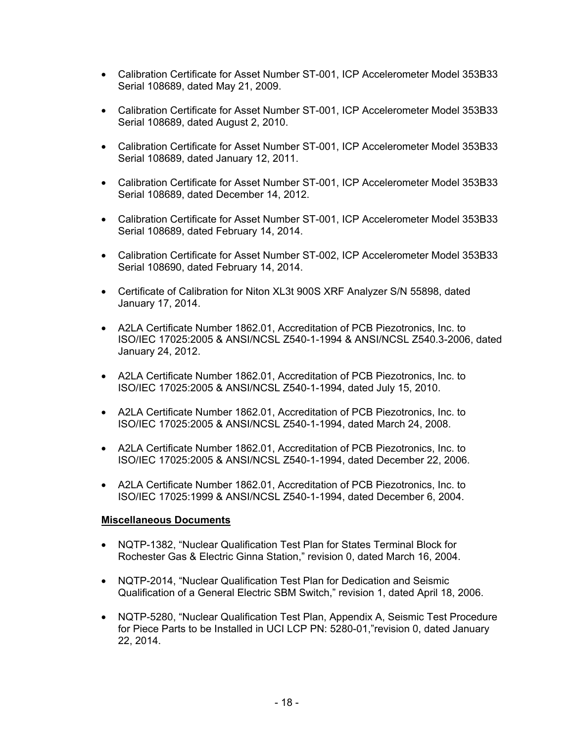- Calibration Certificate for Asset Number ST-001, ICP Accelerometer Model 353B33 Serial 108689, dated May 21, 2009.

- Calibration Certificate for Asset Number ST-001, ICP Accelerometer Model 353B33 Serial 108689, dated August 2, 2010.

- Calibration Certificate for Asset Number ST-001, ICP Accelerometer Model 353B33 Serial 108689, dated January 12, 2011.

- Calibration Certificate for Asset Number ST-001, ICP Accelerometer Model 353B33 Serial 108689, dated December 14, 2012.

- Calibration Certificate for Asset Number ST-001, ICP Accelerometer Model 353B33 Serial 108689, dated February 14, 2014.

- Calibration Certificate for Asset Number ST-002, ICP Accelerometer Model 353B33 Serial 108690, dated February 14, 2014.

- Certificate of Calibration for Niton XL3t 900S XRF Analyzer S/N 55898, dated January 17, 2014.

- A2LA Certificate Number 1862.01, Accreditation of PCB Piezotronics, Inc. to ISO/IEC 17025:2005 & ANSI/NCSL Z540-1-1994 & ANSI/NCSL Z540.3-2006, dated January 24, 2012.

- A2LA Certificate Number 1862.01, Accreditation of PCB Piezotronics, Inc. to ISO/IEC 17025:2005 & ANSI/NCSL Z540-1-1994, dated July 15, 2010.

- A2LA Certificate Number 1862.01, Accreditation of PCB Piezotronics, Inc. to ISO/IEC 17025:2005 & ANSI/NCSL Z540-1-1994, dated March 24, 2008.

- A2LA Certificate Number 1862.01, Accreditation of PCB Piezotronics, Inc. to ISO/IEC 17025:2005 & ANSI/NCSL Z540-1-1994, dated December 22, 2006.

- A2LA Certificate Number 1862.01, Accreditation of PCB Piezotronics, Inc. to ISO/IEC 17025:1999 & ANSI/NCSL Z540-1-1994, dated December 6, 2004.

**Miscellaneous Documents**

- NQTP-1382, "Nuclear Qualification Test Plan for States Terminal Block for Rochester Gas & Electric Ginna Station," revision 0, dated March 16, 2004.

- NQTP-2014, "Nuclear Qualification Test Plan for Dedication and Seismic Qualification of a General Electric SBM Switch," revision 1, dated April 18, 2006.

- NQTP-5280, "Nuclear Qualification Test Plan, Appendix A, Seismic Test Procedure for Piece Parts to be Installed in UCI LCP PN: 5280-01,"revision 0, dated January 22, 2014.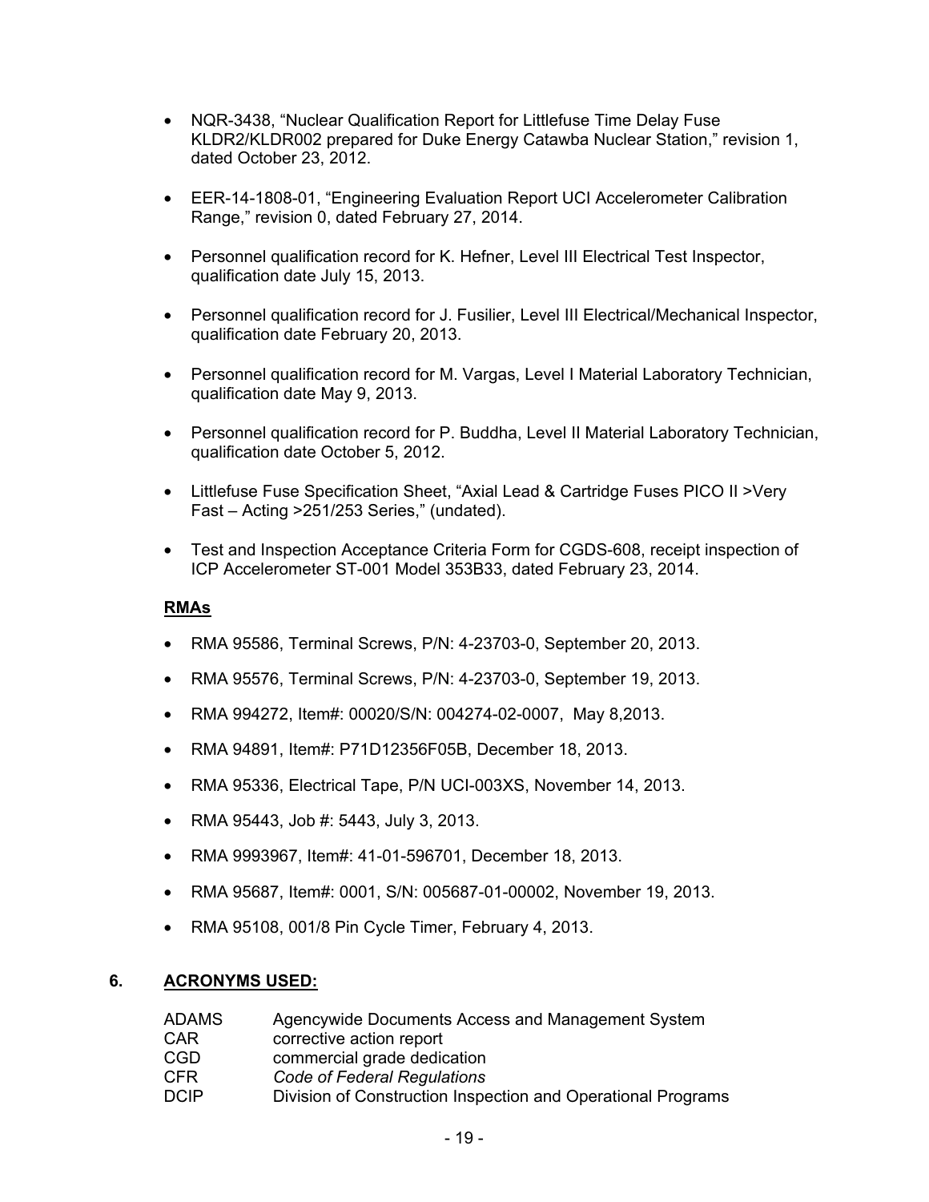- NQR-3438, "Nuclear Qualification Report for Littlefuse Time Delay Fuse KLDR2/KLDR002 prepared for Duke Energy Catawba Nuclear Station," revision 1, dated October 23, 2012.

- EER-14-1808-01, "Engineering Evaluation Report UCI Accelerometer Calibration Range," revision 0, dated February 27, 2014.

- Personnel qualification record for K. Hefner, Level III Electrical Test Inspector, qualification date July 15, 2013.

- Personnel qualification record for J. Fusilier, Level III Electrical/Mechanical Inspector, qualification date February 20, 2013.

- Personnel qualification record for M. Vargas, Level I Material Laboratory Technician, qualification date May 9, 2013.

- Personnel qualification record for P. Buddha, Level II Material Laboratory Technician, qualification date October 5, 2012.

- Littlefuse Fuse Specification Sheet, "Axial Lead & Cartridge Fuses PICO II >Very Fast – Acting >251/253 Series," (undated).

- Test and Inspection Acceptance Criteria Form for CGDS-608, receipt inspection of ICP Accelerometer ST-001 Model 353B33, dated February 23, 2014.

**RMAs**

- RMA 95586, Terminal Screws, P/N: 4-23703-0, September 20, 2013.

- RMA 95576, Terminal Screws, P/N: 4-23703-0, September 19, 2013.

- RMA 994272, Item#: 00020/S/N: 004274-02-0007, May 8,2013.

- RMA 94891, Item#: P71D12356F05B, December 18, 2013.

- RMA 95336, Electrical Tape, P/N UCI-003XS, November 14, 2013.

- RMA 95443, Job #: 5443, July 3, 2013.

- RMA 9993967, Item#: 41-01-596701, December 18, 2013.

- RMA 95687, Item#: 0001, S/N: 005687-01-00002, November 19, 2013.

- RMA 95108, 001/8 Pin Cycle Timer, February 4, 2013.

## 6. ACRONYMS USED:

| | |
|---|---|
| ADAMS | Agencywide Documents Access and Management System |
| CAR | corrective action report |
| CGD | commercial grade dedication |
| CFR | *Code of Federal Regulations* |
| DCIP | Division of Construction Inspection and Operational Programs |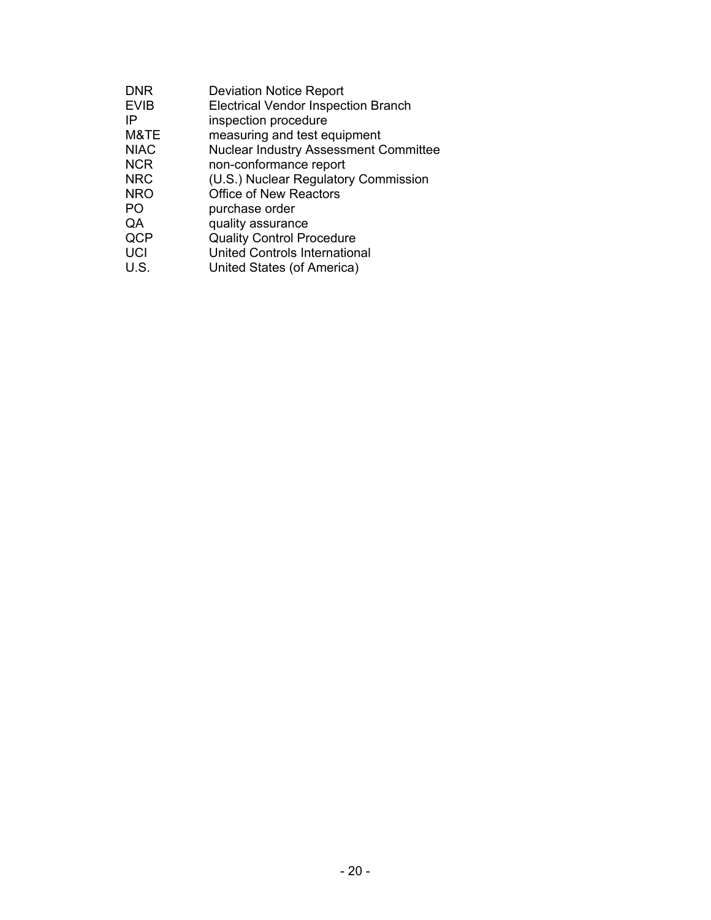| | |
|---|---|
| DNR | Deviation Notice Report |
| EVIB | Electrical Vendor Inspection Branch |
| IP | inspection procedure |
| M&TE | measuring and test equipment |
| NIAC | Nuclear Industry Assessment Committee |
| NCR | non-conformance report |
| NRC | (U.S.) Nuclear Regulatory Commission |
| NRO | Office of New Reactors |
| PO | purchase order |
| QA | quality assurance |
| QCP | Quality Control Procedure |
| UCI | United Controls International |
| U.S. | United States (of America) |